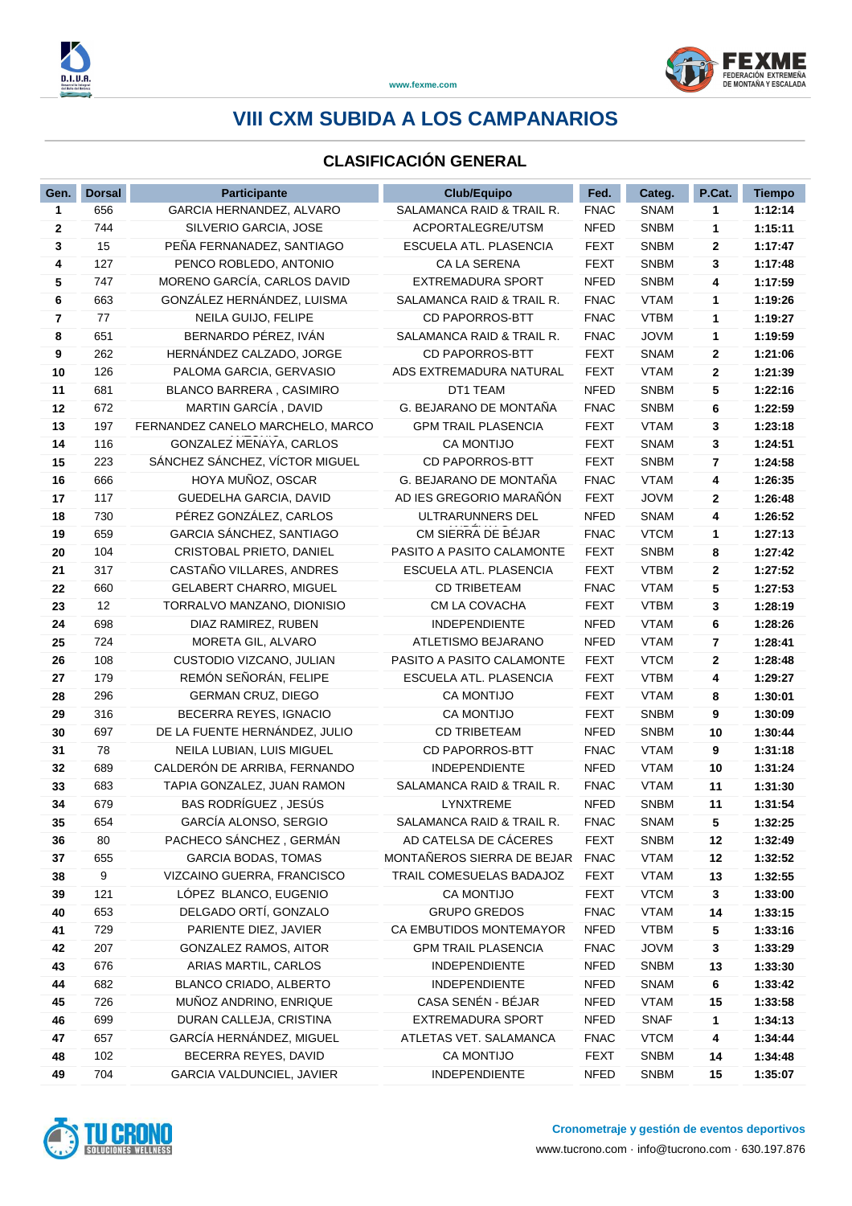# VIII CXM SUBIDA A LOS CAMPANARIOS

## CLASIFICACIÓN GENERAL

| Gen. | Dorsal | Participante | Club/Equipo | Fed. | Categ. | P.Cat. | Tiempo |
|---|---|---|---|---|---|---|---|
| 1 | 656 | GARCIA HERNANDEZ, ALVARO | SALAMANCA RAID & TRAIL R. | FNAC | SNAM | 1 | 1:12:14 |
| 2 | 744 | SILVERIO GARCIA, JOSE | ACPORTALEGRE/UTSM | NFED | SNBM | 1 | 1:15:11 |
| 3 | 15 | PEÑA FERNANADEZ, SANTIAGO | ESCUELA ATL. PLASENCIA | FEXT | SNBM | 2 | 1:17:47 |
| 4 | 127 | PENCO ROBLEDO, ANTONIO | CA LA SERENA | FEXT | SNBM | 3 | 1:17:48 |
| 5 | 747 | MORENO GARCÍA, CARLOS DAVID | EXTREMADURA SPORT | NFED | SNBM | 4 | 1:17:59 |
| 6 | 663 | GONZÁLEZ HERNÁNDEZ, LUISMA | SALAMANCA RAID & TRAIL R. | FNAC | VTAM | 1 | 1:19:26 |
| 7 | 77 | NEILA GUIJO, FELIPE | CD PAPORROS-BTT | FNAC | VTBM | 1 | 1:19:27 |
| 8 | 651 | BERNARDO PÉREZ, IVÁN | SALAMANCA RAID & TRAIL R. | FNAC | JOVM | 1 | 1:19:59 |
| 9 | 262 | HERNÁNDEZ CALZADO, JORGE | CD PAPORROS-BTT | FEXT | SNAM | 2 | 1:21:06 |
| 10 | 126 | PALOMA GARCIA, GERVASIO | ADS EXTREMADURA NATURAL | FEXT | VTAM | 2 | 1:21:39 |
| 11 | 681 | BLANCO BARRERA , CASIMIRO | DT1 TEAM | NFED | SNBM | 5 | 1:22:16 |
| 12 | 672 | MARTIN GARCÍA , DAVID | G. BEJARANO DE MONTAÑA | FNAC | SNBM | 6 | 1:22:59 |
| 13 | 197 | FERNANDEZ CANELO MARCHELO, MARCO | GPM TRAIL PLASENCIA | FEXT | VTAM | 3 | 1:23:18 |
| 14 | 116 | GONZALEZ MENAYA, CARLOS | CA MONTIJO | FEXT | SNAM | 3 | 1:24:51 |
| 15 | 223 | SÁNCHEZ SÁNCHEZ, VÍCTOR MIGUEL | CD PAPORROS-BTT | FEXT | SNBM | 7 | 1:24:58 |
| 16 | 666 | HOYA MUÑOZ, OSCAR | G. BEJARANO DE MONTAÑA | FNAC | VTAM | 4 | 1:26:35 |
| 17 | 117 | GUEDELHA GARCIA, DAVID | AD IES GREGORIO MARAÑÓN | FEXT | JOVM | 2 | 1:26:48 |
| 18 | 730 | PÉREZ GONZÁLEZ, CARLOS | ULTRARUNNERS DEL | NFED | SNAM | 4 | 1:26:52 |
| 19 | 659 | GARCIA SÁNCHEZ, SANTIAGO | CM SIERRA DE BÉJAR | FNAC | VTCM | 1 | 1:27:13 |
| 20 | 104 | CRISTOBAL PRIETO, DANIEL | PASITO A PASITO CALAMONTE | FEXT | SNBM | 8 | 1:27:42 |
| 21 | 317 | CASTAÑO VILLARES, ANDRES | ESCUELA ATL. PLASENCIA | FEXT | VTBM | 2 | 1:27:52 |
| 22 | 660 | GELABERT CHARRO, MIGUEL | CD TRIBETEAM | FNAC | VTAM | 5 | 1:27:53 |
| 23 | 12 | TORRALVO MANZANO, DIONISIO | CM LA COVACHA | FEXT | VTBM | 3 | 1:28:19 |
| 24 | 698 | DIAZ RAMIREZ, RUBEN | INDEPENDIENTE | NFED | VTAM | 6 | 1:28:26 |
| 25 | 724 | MORETA GIL, ALVARO | ATLETISMO BEJARANO | NFED | VTAM | 7 | 1:28:41 |
| 26 | 108 | CUSTODIO VIZCANO, JULIAN | PASITO A PASITO CALAMONTE | FEXT | VTCM | 2 | 1:28:48 |
| 27 | 179 | REMÓN SEÑORÁN, FELIPE | ESCUELA ATL. PLASENCIA | FEXT | VTBM | 4 | 1:29:27 |
| 28 | 296 | GERMAN CRUZ, DIEGO | CA MONTIJO | FEXT | VTAM | 8 | 1:30:01 |
| 29 | 316 | BECERRA REYES, IGNACIO | CA MONTIJO | FEXT | SNBM | 9 | 1:30:09 |
| 30 | 697 | DE LA FUENTE HERNÁNDEZ, JULIO | CD TRIBETEAM | NFED | SNBM | 10 | 1:30:44 |
| 31 | 78 | NEILA LUBIAN, LUIS MIGUEL | CD PAPORROS-BTT | FNAC | VTAM | 9 | 1:31:18 |
| 32 | 689 | CALDERÓN DE ARRIBA, FERNANDO | INDEPENDIENTE | NFED | VTAM | 10 | 1:31:24 |
| 33 | 683 | TAPIA GONZALEZ, JUAN RAMON | SALAMANCA RAID & TRAIL R. | FNAC | VTAM | 11 | 1:31:30 |
| 34 | 679 | BAS RODRÍGUEZ , JESÚS | LYNXTREME | NFED | SNBM | 11 | 1:31:54 |
| 35 | 654 | GARCÍA ALONSO, SERGIO | SALAMANCA RAID & TRAIL R. | FNAC | SNAM | 5 | 1:32:25 |
| 36 | 80 | PACHECO SÁNCHEZ , GERMÁN | AD CATELSA DE CÁCERES | FEXT | SNBM | 12 | 1:32:49 |
| 37 | 655 | GARCIA BODAS, TOMAS | MONTAÑEROS SIERRA DE BEJAR | FNAC | VTAM | 12 | 1:32:52 |
| 38 | 9 | VIZCAINO GUERRA, FRANCISCO | TRAIL COMESUELAS BADAJOZ | FEXT | VTAM | 13 | 1:32:55 |
| 39 | 121 | LÓPEZ BLANCO, EUGENIO | CA MONTIJO | FEXT | VTCM | 3 | 1:33:00 |
| 40 | 653 | DELGADO ORTÍ, GONZALO | GRUPO GREDOS | FNAC | VTAM | 14 | 1:33:15 |
| 41 | 729 | PARIENTE DIEZ, JAVIER | CA EMBUTIDOS MONTEMAYOR | NFED | VTBM | 5 | 1:33:16 |
| 42 | 207 | GONZALEZ RAMOS, AITOR | GPM TRAIL PLASENCIA | FNAC | JOVM | 3 | 1:33:29 |
| 43 | 676 | ARIAS MARTIL, CARLOS | INDEPENDIENTE | NFED | SNBM | 13 | 1:33:30 |
| 44 | 682 | BLANCO CRIADO, ALBERTO | INDEPENDIENTE | NFED | SNAM | 6 | 1:33:42 |
| 45 | 726 | MUÑOZ ANDRINO, ENRIQUE | CASA SENÉN - BÉJAR | NFED | VTAM | 15 | 1:33:58 |
| 46 | 699 | DURAN CALLEJA, CRISTINA | EXTREMADURA SPORT | NFED | SNAF | 1 | 1:34:13 |
| 47 | 657 | GARCÍA HERNÁNDEZ, MIGUEL | ATLETAS VET. SALAMANCA | FNAC | VTCM | 4 | 1:34:44 |
| 48 | 102 | BECERRA REYES, DAVID | CA MONTIJO | FEXT | SNBM | 14 | 1:34:48 |
| 49 | 704 | GARCIA VALDUNCIEL, JAVIER | INDEPENDIENTE | NFED | SNBM | 15 | 1:35:07 |

Cronometraje y gestión de eventos deportivos
www.tucrono.com · info@tucrono.com · 630.197.876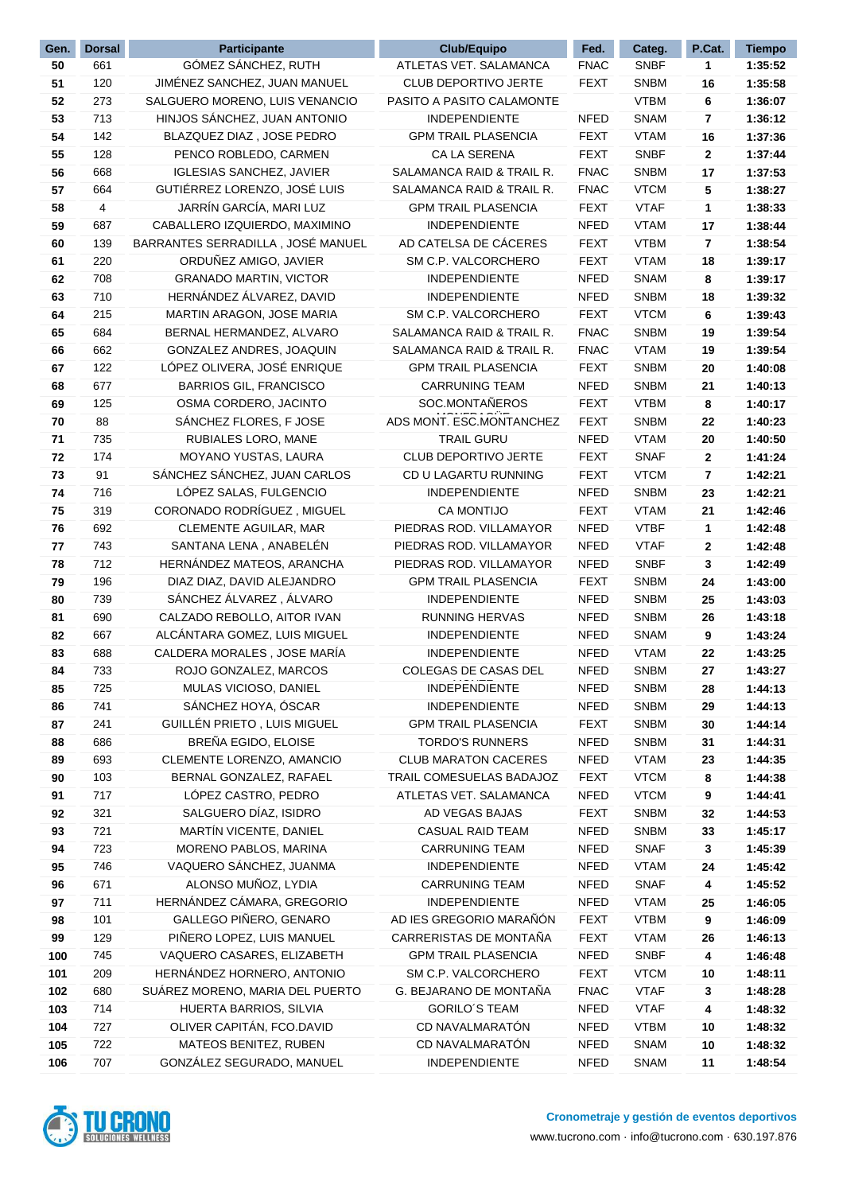| Gen. | Dorsal | Participante | Club/Equipo | Fed. | Categ. | P.Cat. | Tiempo |
|---|---|---|---|---|---|---|---|
| 50 | 661 | GÓMEZ SÁNCHEZ, RUTH | ATLETAS VET. SALAMANCA | FNAC | SNBF | 1 | 1:35:52 |
| 51 | 120 | JIMÉNEZ SANCHEZ, JUAN MANUEL | CLUB DEPORTIVO JERTE | FEXT | SNBM | 16 | 1:35:58 |
| 52 | 273 | SALGUERO MORENO, LUIS VENANCIO | PASITO A PASITO CALAMONTE | | VTBM | 6 | 1:36:07 |
| 53 | 713 | HINJOS SÁNCHEZ, JUAN ANTONIO | INDEPENDIENTE | NFED | SNAM | 7 | 1:36:12 |
| 54 | 142 | BLAZQUEZ DIAZ , JOSE PEDRO | GPM TRAIL PLASENCIA | FEXT | VTAM | 16 | 1:37:36 |
| 55 | 128 | PENCO ROBLEDO, CARMEN | CA LA SERENA | FEXT | SNBF | 2 | 1:37:44 |
| 56 | 668 | IGLESIAS SANCHEZ, JAVIER | SALAMANCA RAID & TRAIL R. | FNAC | SNBM | 17 | 1:37:53 |
| 57 | 664 | GUTIÉRREZ LORENZO, JOSÉ LUIS | SALAMANCA RAID & TRAIL R. | FNAC | VTCM | 5 | 1:38:27 |
| 58 | 4 | JARRÍN GARCÍA, MARI LUZ | GPM TRAIL PLASENCIA | FEXT | VTAF | 1 | 1:38:33 |
| 59 | 687 | CABALLERO IZQUIERDO, MAXIMINO | INDEPENDIENTE | NFED | VTAM | 17 | 1:38:44 |
| 60 | 139 | BARRANTES SERRADILLA , JOSÉ MANUEL | AD CATELSA DE CÁCERES | FEXT | VTBM | 7 | 1:38:54 |
| 61 | 220 | ORDUÑEZ AMIGO, JAVIER | SM C.P. VALCORCHERO | FEXT | VTAM | 18 | 1:39:17 |
| 62 | 708 | GRANADO MARTIN, VICTOR | INDEPENDIENTE | NFED | SNAM | 8 | 1:39:17 |
| 63 | 710 | HERNÁNDEZ ÁLVAREZ, DAVID | INDEPENDIENTE | NFED | SNBM | 18 | 1:39:32 |
| 64 | 215 | MARTIN ARAGON, JOSE MARIA | SM C.P. VALCORCHERO | FEXT | VTCM | 6 | 1:39:43 |
| 65 | 684 | BERNAL HERMANDEZ, ALVARO | SALAMANCA RAID & TRAIL R. | FNAC | SNBM | 19 | 1:39:54 |
| 66 | 662 | GONZALEZ ANDRES, JOAQUIN | SALAMANCA RAID & TRAIL R. | FNAC | VTAM | 19 | 1:39:54 |
| 67 | 122 | LÓPEZ OLIVERA, JOSÉ ENRIQUE | GPM TRAIL PLASENCIA | FEXT | SNBM | 20 | 1:40:08 |
| 68 | 677 | BARRIOS GIL, FRANCISCO | CARRUNING TEAM | NFED | SNBM | 21 | 1:40:13 |
| 69 | 125 | OSMA CORDERO, JACINTO | SOC.MONTAÑEROS | FEXT | VTBM | 8 | 1:40:17 |
| 70 | 88 | SÁNCHEZ FLORES, F JOSE | ADS MONT. ESC.MONTANCHEZ | FEXT | SNBM | 22 | 1:40:23 |
| 71 | 735 | RUBIALES LORO, MANE | TRAIL GURU | NFED | VTAM | 20 | 1:40:50 |
| 72 | 174 | MOYANO YUSTAS, LAURA | CLUB DEPORTIVO JERTE | FEXT | SNAF | 2 | 1:41:24 |
| 73 | 91 | SÁNCHEZ SÁNCHEZ, JUAN CARLOS | CD U LAGARTO RUNNING | FEXT | VTCM | 7 | 1:42:21 |
| 74 | 716 | LÓPEZ SALAS, FULGENCIO | INDEPENDIENTE | NFED | SNBM | 23 | 1:42:21 |
| 75 | 319 | CORONADO RODRÍGUEZ , MIGUEL | CA MONTIJO | FEXT | VTAM | 21 | 1:42:46 |
| 76 | 692 | CLEMENTE AGUILAR, MAR | PIEDRAS ROD. VILLAMAYOR | NFED | VTBF | 1 | 1:42:48 |
| 77 | 743 | SANTANA LENA , ANABELÉN | PIEDRAS ROD. VILLAMAYOR | NFED | VTAF | 2 | 1:42:48 |
| 78 | 712 | HERNÁNDEZ MATEOS, ARANCHA | PIEDRAS ROD. VILLAMAYOR | NFED | SNBF | 3 | 1:42:49 |
| 79 | 196 | DIAZ DIAZ, DAVID ALEJANDRO | GPM TRAIL PLASENCIA | FEXT | SNBM | 24 | 1:43:00 |
| 80 | 739 | SÁNCHEZ ÁLVAREZ , ÁLVARO | INDEPENDIENTE | NFED | SNBM | 25 | 1:43:03 |
| 81 | 690 | CALZADO REBOLLO, AITOR IVAN | RUNNING HERVAS | NFED | SNBM | 26 | 1:43:18 |
| 82 | 667 | ALCÁNTARA GOMEZ, LUIS MIGUEL | INDEPENDIENTE | NFED | SNAM | 9 | 1:43:24 |
| 83 | 688 | CALDERA MORALES , JOSE MARÍA | INDEPENDIENTE | NFED | VTAM | 22 | 1:43:25 |
| 84 | 733 | ROJO GONZALEZ, MARCOS | COLEGAS DE CASAS DEL | NFED | SNBM | 27 | 1:43:27 |
| 85 | 725 | MULAS VICIOSO, DANIEL | INDEPENDIENTE | NFED | SNBM | 28 | 1:44:13 |
| 86 | 741 | SÁNCHEZ HOYA, ÓSCAR | INDEPENDIENTE | NFED | SNBM | 29 | 1:44:13 |
| 87 | 241 | GUILLÉN PRIETO , LUIS MIGUEL | GPM TRAIL PLASENCIA | FEXT | SNBM | 30 | 1:44:14 |
| 88 | 686 | BREÑA EGIDO, ELOISE | TORDO'S RUNNERS | NFED | SNBM | 31 | 1:44:31 |
| 89 | 693 | CLEMENTE LORENZO, AMANCIO | CLUB MARATON CACERES | NFED | VTAM | 23 | 1:44:35 |
| 90 | 103 | BERNAL GONZALEZ, RAFAEL | TRAIL COMESUELAS BADAJOZ | FEXT | VTCM | 8 | 1:44:38 |
| 91 | 717 | LÓPEZ CASTRO, PEDRO | ATLETAS VET. SALAMANCA | NFED | VTCM | 9 | 1:44:41 |
| 92 | 321 | SALGUERO DÍAZ, ISIDRO | AD VEGAS BAJAS | FEXT | SNBM | 32 | 1:44:53 |
| 93 | 721 | MARTÍN VICENTE, DANIEL | CASUAL RAID TEAM | NFED | SNBM | 33 | 1:45:17 |
| 94 | 723 | MORENO PABLOS, MARINA | CARRUNING TEAM | NFED | SNAF | 3 | 1:45:39 |
| 95 | 746 | VAQUERO SÁNCHEZ, JUANMA | INDEPENDIENTE | NFED | VTAM | 24 | 1:45:42 |
| 96 | 671 | ALONSO MUÑOZ, LYDIA | CARRUNING TEAM | NFED | SNAF | 4 | 1:45:52 |
| 97 | 711 | HERNÁNDEZ CÁMARA, GREGORIO | INDEPENDIENTE | NFED | VTAM | 25 | 1:46:05 |
| 98 | 101 | GALLEGO PIÑERO, GENARO | AD IES GREGORIO MARAÑÓN | FEXT | VTBM | 9 | 1:46:09 |
| 99 | 129 | PIÑERO LOPEZ, LUIS MANUEL | CARRERISTAS DE MONTAÑA | FEXT | VTAM | 26 | 1:46:13 |
| 100 | 745 | VAQUERO CASARES, ELIZABETH | GPM TRAIL PLASENCIA | NFED | SNBF | 4 | 1:46:48 |
| 101 | 209 | HERNÁNDEZ HORNERO, ANTONIO | SM C.P. VALCORCHERO | FEXT | VTCM | 10 | 1:48:11 |
| 102 | 680 | SUÁREZ MORENO, MARIA DEL PUERTO | G. BEJARANO DE MONTAÑA | FNAC | VTAF | 3 | 1:48:28 |
| 103 | 714 | HUERTA BARRIOS, SILVIA | GORILO´S TEAM | NFED | VTAF | 4 | 1:48:32 |
| 104 | 727 | OLIVER CAPITÁN, FCO.DAVID | CD NAVALMARATÓN | NFED | VTBM | 10 | 1:48:32 |
| 105 | 722 | MATEOS BENITEZ, RUBEN | CD NAVALMARATÓN | NFED | SNAM | 10 | 1:48:32 |
| 106 | 707 | GONZÁLEZ SEGURADO, MANUEL | INDEPENDIENTE | NFED | SNAM | 11 | 1:48:54 |

TU CRONO SOLUCIONES WELLNESS

**Cronometraje y gestión de eventos deportivos**
www.tucrono.com · info@tucrono.com · 630.197.876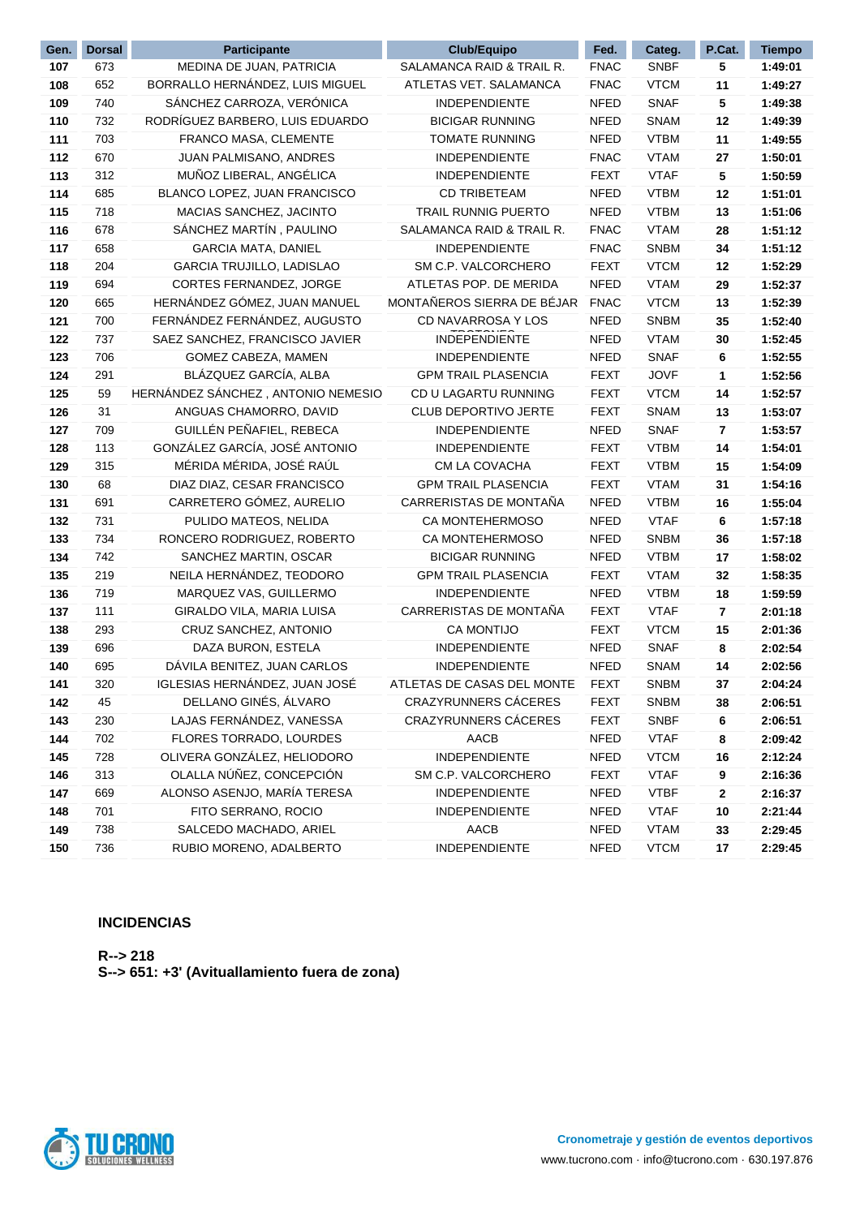| Gen. | Dorsal | Participante | Club/Equipo | Fed. | Categ. | P.Cat. | Tiempo |
|---|---|---|---|---|---|---|---|
| 107 | 673 | MEDINA DE JUAN, PATRICIA | SALAMANCA RAID & TRAIL R. | FNAC | SNBF | 5 | 1:49:01 |
| 108 | 652 | BORRALLO HERNÁNDEZ, LUIS MIGUEL | ATLETAS VET. SALAMANCA | FNAC | VTCM | 11 | 1:49:27 |
| 109 | 740 | SÁNCHEZ CARROZA, VERÓNICA | INDEPENDIENTE | NFED | SNAF | 5 | 1:49:38 |
| 110 | 732 | RODRÍGUEZ BARBERO, LUIS EDUARDO | BICIGAR RUNNING | NFED | SNAM | 12 | 1:49:39 |
| 111 | 703 | FRANCO MASA, CLEMENTE | TOMATE RUNNING | NFED | VTBM | 11 | 1:49:55 |
| 112 | 670 | JUAN PALMISANO, ANDRES | INDEPENDIENTE | FNAC | VTAM | 27 | 1:50:01 |
| 113 | 312 | MUÑOZ LIBERAL, ANGÉLICA | INDEPENDIENTE | FEXT | VTAF | 5 | 1:50:59 |
| 114 | 685 | BLANCO LOPEZ, JUAN FRANCISCO | CD TRIBETEAM | NFED | VTBM | 12 | 1:51:01 |
| 115 | 718 | MACIAS SANCHEZ, JACINTO | TRAIL RUNNIG PUERTO | NFED | VTBM | 13 | 1:51:06 |
| 116 | 678 | SÁNCHEZ MARTÍN , PAULINO | SALAMANCA RAID & TRAIL R. | FNAC | VTAM | 28 | 1:51:12 |
| 117 | 658 | GARCIA MATA, DANIEL | INDEPENDIENTE | FNAC | SNBM | 34 | 1:51:12 |
| 118 | 204 | GARCIA TRUJILLO, LADISLAO | SM C.P. VALCORCHERO | FEXT | VTCM | 12 | 1:52:29 |
| 119 | 694 | CORTES FERNANDEZ, JORGE | ATLETAS POP. DE MERIDA | NFED | VTAM | 29 | 1:52:37 |
| 120 | 665 | HERNÁNDEZ GÓMEZ, JUAN MANUEL | MONTAÑEROS SIERRA DE BÉJAR | FNAC | VTCM | 13 | 1:52:39 |
| 121 | 700 | FERNÁNDEZ FERNÁNDEZ, AUGUSTO | CD NAVARROSA Y LOS | NFED | SNBM | 35 | 1:52:40 |
| 122 | 737 | SAEZ SANCHEZ, FRANCISCO JAVIER | INDEPENDIENTE | NFED | VTAM | 30 | 1:52:45 |
| 123 | 706 | GOMEZ CABEZA, MAMEN | INDEPENDIENTE | NFED | SNAF | 6 | 1:52:55 |
| 124 | 291 | BLÁZQUEZ GARCÍA, ALBA | GPM TRAIL PLASENCIA | FEXT | JOVF | 1 | 1:52:56 |
| 125 | 59 | HERNÁNDEZ SÁNCHEZ , ANTONIO NEMESIO | CD U LAGARTU RUNNING | FEXT | VTCM | 14 | 1:52:57 |
| 126 | 31 | ANGUAS CHAMORRO, DAVID | CLUB DEPORTIVO JERTE | FEXT | SNAM | 13 | 1:53:07 |
| 127 | 709 | GUILLÉN PEÑAFIEL, REBECA | INDEPENDIENTE | NFED | SNAF | 7 | 1:53:57 |
| 128 | 113 | GONZÁLEZ GARCÍA, JOSÉ ANTONIO | INDEPENDIENTE | FEXT | VTBM | 14 | 1:54:01 |
| 129 | 315 | MÉRIDA MÉRIDA, JOSÉ RAÚL | CM LA COVACHA | FEXT | VTBM | 15 | 1:54:09 |
| 130 | 68 | DIAZ DIAZ, CESAR FRANCISCO | GPM TRAIL PLASENCIA | FEXT | VTAM | 31 | 1:54:16 |
| 131 | 691 | CARRETERO GÓMEZ, AURELIO | CARRERISTAS DE MONTAÑA | NFED | VTBM | 16 | 1:55:04 |
| 132 | 731 | PULIDO MATEOS, NELIDA | CA MONTEHERMOSO | NFED | VTAF | 6 | 1:57:18 |
| 133 | 734 | RONCERO RODRIGUEZ, ROBERTO | CA MONTEHERMOSO | NFED | SNBM | 36 | 1:57:18 |
| 134 | 742 | SANCHEZ MARTIN, OSCAR | BICIGAR RUNNING | NFED | VTBM | 17 | 1:58:02 |
| 135 | 219 | NEILA HERNÁNDEZ, TEODORO | GPM TRAIL PLASENCIA | FEXT | VTAM | 32 | 1:58:35 |
| 136 | 719 | MARQUEZ VAS, GUILLERMO | INDEPENDIENTE | NFED | VTBM | 18 | 1:59:59 |
| 137 | 111 | GIRALDO VILA, MARIA LUISA | CARRERISTAS DE MONTAÑA | FEXT | VTAF | 7 | 2:01:18 |
| 138 | 293 | CRUZ SANCHEZ, ANTONIO | CA MONTIJO | FEXT | VTCM | 15 | 2:01:36 |
| 139 | 696 | DAZA BURON, ESTELA | INDEPENDIENTE | NFED | SNAF | 8 | 2:02:54 |
| 140 | 695 | DÁVILA BENITEZ, JUAN CARLOS | INDEPENDIENTE | NFED | SNAM | 14 | 2:02:56 |
| 141 | 320 | IGLESIAS HERNÁNDEZ, JUAN JOSÉ | ATLETAS DE CASAS DEL MONTE | FEXT | SNBM | 37 | 2:04:24 |
| 142 | 45 | DELLANO GINÉS, ÁLVARO | CRAZYRUNNERS CÁCERES | FEXT | SNBM | 38 | 2:06:51 |
| 143 | 230 | LAJAS FERNÁNDEZ, VANESSA | CRAZYRUNNERS CÁCERES | FEXT | SNBF | 6 | 2:06:51 |
| 144 | 702 | FLORES TORRADO, LOURDES | AACB | NFED | VTAF | 8 | 2:09:42 |
| 145 | 728 | OLIVERA GONZÁLEZ, HELIODORO | INDEPENDIENTE | NFED | VTCM | 16 | 2:12:24 |
| 146 | 313 | OLALLA NÚÑEZ, CONCEPCIÓN | SM C.P. VALCORCHERO | FEXT | VTAF | 9 | 2:16:36 |
| 147 | 669 | ALONSO ASENJO, MARÍA TERESA | INDEPENDIENTE | NFED | VTBF | 2 | 2:16:37 |
| 148 | 701 | FITO SERRANO, ROCIO | INDEPENDIENTE | NFED | VTAF | 10 | 2:21:44 |
| 149 | 738 | SALCEDO MACHADO, ARIEL | AACB | NFED | VTAM | 33 | 2:29:45 |
| 150 | 736 | RUBIO MORENO, ADALBERTO | INDEPENDIENTE | NFED | VTCM | 17 | 2:29:45 |

**INCIDENCIAS**

**R--> 218**
**S--> 651: +3' (Avituallamiento fuera de zona)**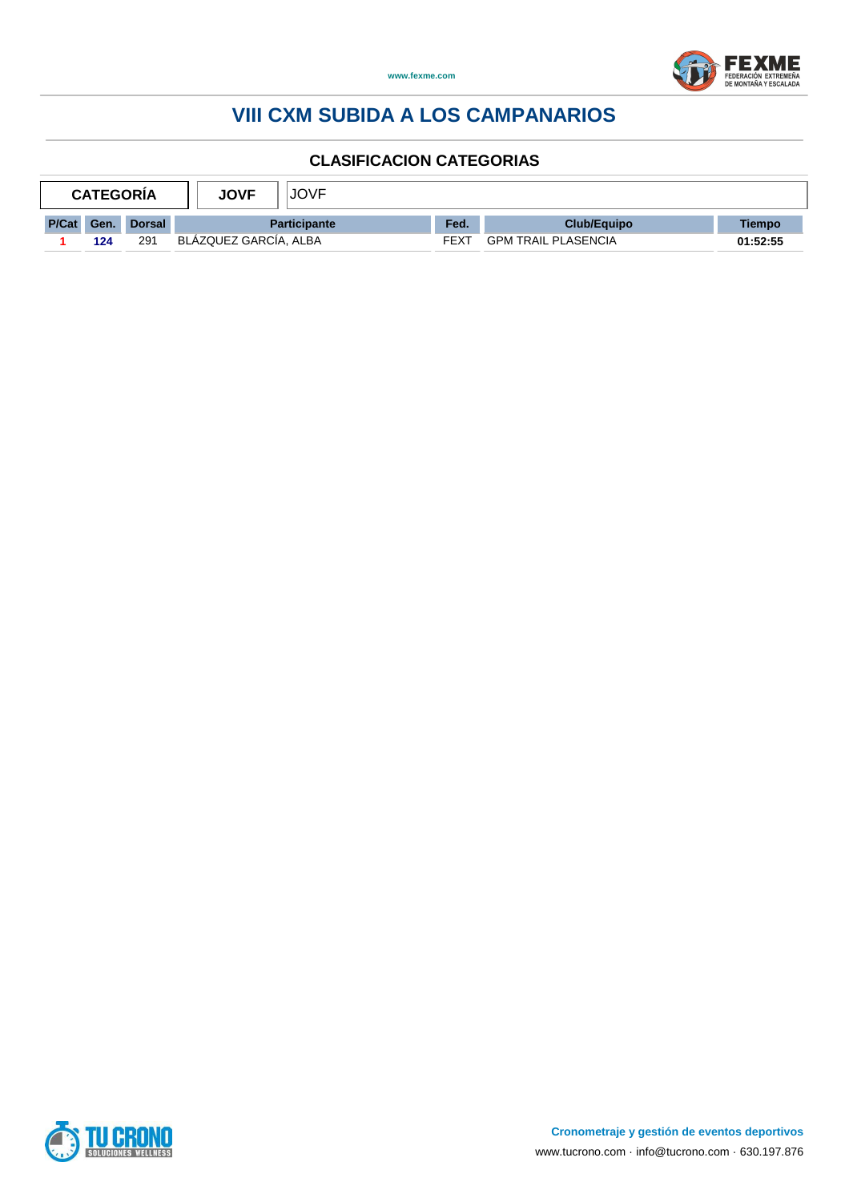# VIII CXM SUBIDA A LOS CAMPANARIOS

## CLASIFICACION CATEGORIAS

| CATEGORÍA | JOVF | JOVF |
|---|---|---|

| P/Cat | Gen. | Dorsal | Participante | Fed. | Club/Equipo | Tiempo |
|---|---|---|---|---|---|---|
| 1 | 124 | 291 | BLÁZQUEZ GARCÍA, ALBA | FEXT | GPM TRAIL PLASENCIA | 01:52:55 |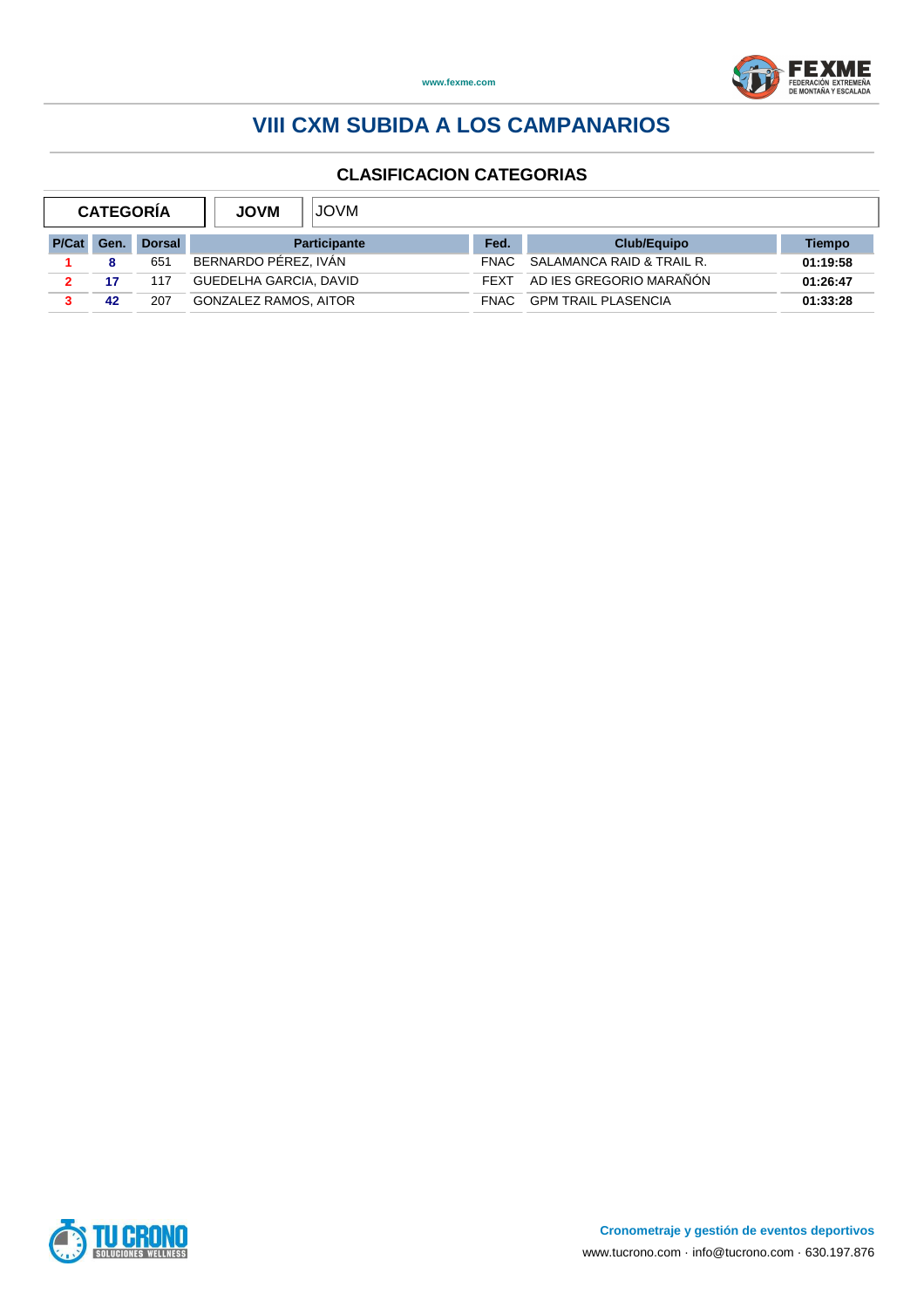# VIII CXM SUBIDA A LOS CAMPANARIOS

## CLASIFICACION CATEGORIAS

| CATEGORÍA | JOVM | JOVM |
|---|---|---|

| P/Cat | Gen. | Dorsal | Participante | Fed. | Club/Equipo | Tiempo |
|---|---|---|---|---|---|---|
| 1 | 8 | 651 | BERNARDO PÉREZ, IVÁN | FNAC | SALAMANCA RAID & TRAIL R. | 01:19:58 |
| 2 | 17 | 117 | GUEDELHA GARCIA, DAVID | FEXT | AD IES GREGORIO MARAÑÓN | 01:26:47 |
| 3 | 42 | 207 | GONZALEZ RAMOS, AITOR | FNAC | GPM TRAIL PLASENCIA | 01:33:28 |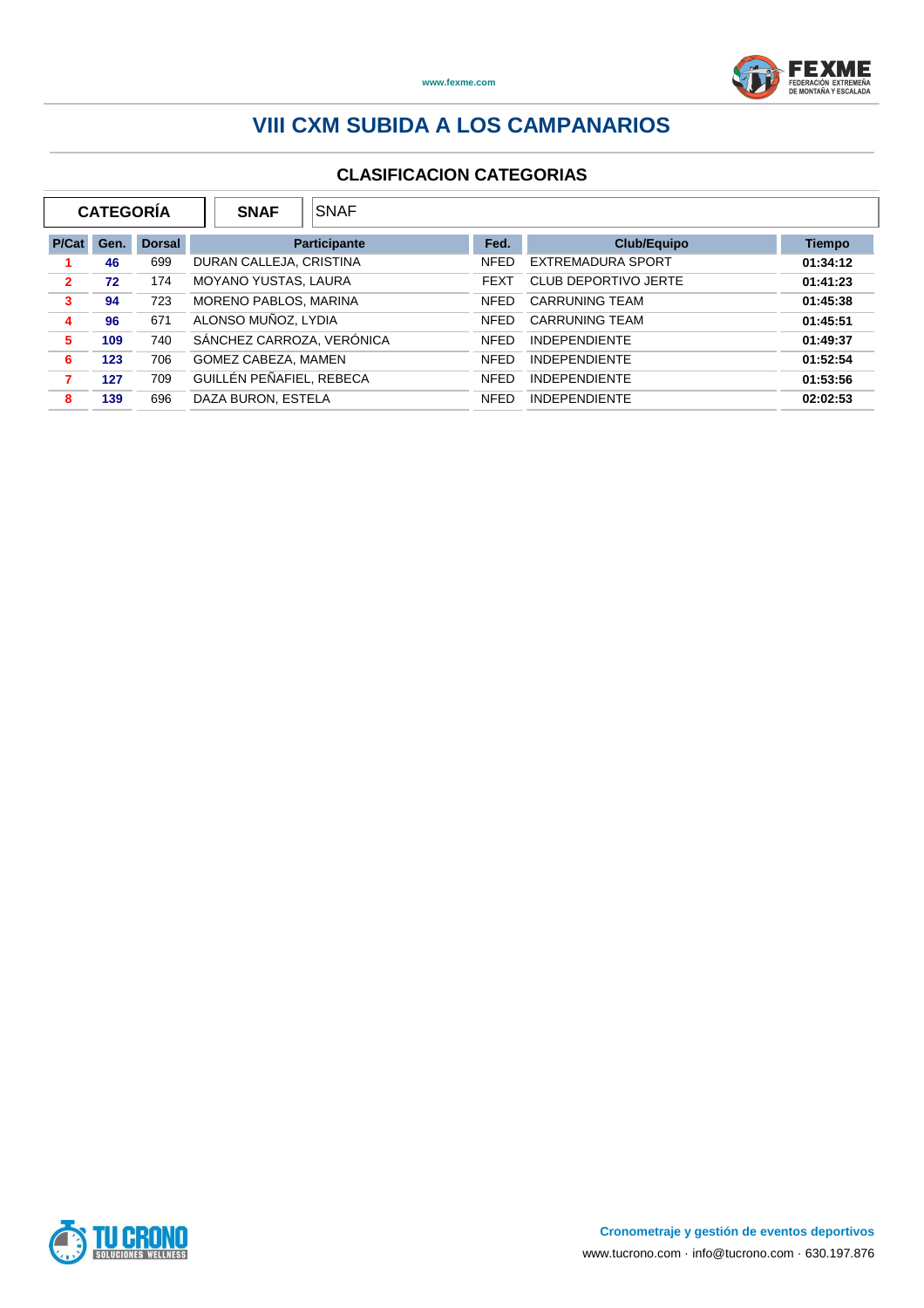# VIII CXM SUBIDA A LOS CAMPANARIOS

## CLASIFICACION CATEGORIAS

| CATEGORÍA | SNAF | SNAF |
|---|---|---|

| P/Cat | Gen. | Dorsal | Participante | Fed. | Club/Equipo | Tiempo |
|---|---|---|---|---|---|---|
| 1 | 46 | 699 | DURAN CALLEJA, CRISTINA | NFED | EXTREMADURA SPORT | 01:34:12 |
| 2 | 72 | 174 | MOYANO YUSTAS, LAURA | FEXT | CLUB DEPORTIVO JERTE | 01:41:23 |
| 3 | 94 | 723 | MORENO PABLOS, MARINA | NFED | CARRUNING TEAM | 01:45:38 |
| 4 | 96 | 671 | ALONSO MUÑOZ, LYDIA | NFED | CARRUNING TEAM | 01:45:51 |
| 5 | 109 | 740 | SÁNCHEZ CARROZA, VERÓNICA | NFED | INDEPENDIENTE | 01:49:37 |
| 6 | 123 | 706 | GOMEZ CABEZA, MAMEN | NFED | INDEPENDIENTE | 01:52:54 |
| 7 | 127 | 709 | GUILLÉN PEÑAFIEL, REBECA | NFED | INDEPENDIENTE | 01:53:56 |
| 8 | 139 | 696 | DAZA BURON, ESTELA | NFED | INDEPENDIENTE | 02:02:53 |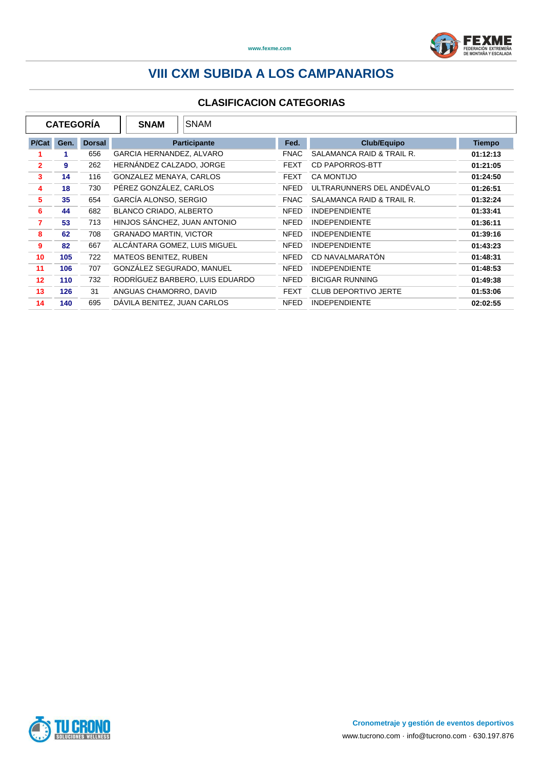# VIII CXM SUBIDA A LOS CAMPANARIOS

## CLASIFICACION CATEGORIAS

| CATEGORÍA | SNAM | SNAM |
|---|---|---|

| P/Cat | Gen. | Dorsal | Participante | Fed. | Club/Equipo | Tiempo |
|---|---|---|---|---|---|---|
| 1 | 1 | 656 | GARCIA HERNANDEZ, ALVARO | FNAC | SALAMANCA RAID & TRAIL R. | 01:12:13 |
| 2 | 9 | 262 | HERNÁNDEZ CALZADO, JORGE | FEXT | CD PAPORROS-BTT | 01:21:05 |
| 3 | 14 | 116 | GONZALEZ MENAYA, CARLOS | FEXT | CA MONTIJO | 01:24:50 |
| 4 | 18 | 730 | PÉREZ GONZÁLEZ, CARLOS | NFED | ULTRARUNNERS DEL ANDÉVALO | 01:26:51 |
| 5 | 35 | 654 | GARCÍA ALONSO, SERGIO | FNAC | SALAMANCA RAID & TRAIL R. | 01:32:24 |
| 6 | 44 | 682 | BLANCO CRIADO, ALBERTO | NFED | INDEPENDIENTE | 01:33:41 |
| 7 | 53 | 713 | HINJOS SÁNCHEZ, JUAN ANTONIO | NFED | INDEPENDIENTE | 01:36:11 |
| 8 | 62 | 708 | GRANADO MARTIN, VICTOR | NFED | INDEPENDIENTE | 01:39:16 |
| 9 | 82 | 667 | ALCÁNTARA GOMEZ, LUIS MIGUEL | NFED | INDEPENDIENTE | 01:43:23 |
| 10 | 105 | 722 | MATEOS BENITEZ, RUBEN | NFED | CD NAVALMARATÓN | 01:48:31 |
| 11 | 106 | 707 | GONZÁLEZ SEGURADO, MANUEL | NFED | INDEPENDIENTE | 01:48:53 |
| 12 | 110 | 732 | RODRÍGUEZ BARBERO, LUIS EDUARDO | NFED | BICIGAR RUNNING | 01:49:38 |
| 13 | 126 | 31 | ANGUAS CHAMORRO, DAVID | FEXT | CLUB DEPORTIVO JERTE | 01:53:06 |
| 14 | 140 | 695 | DÁVILA BENITEZ, JUAN CARLOS | NFED | INDEPENDIENTE | 02:02:55 |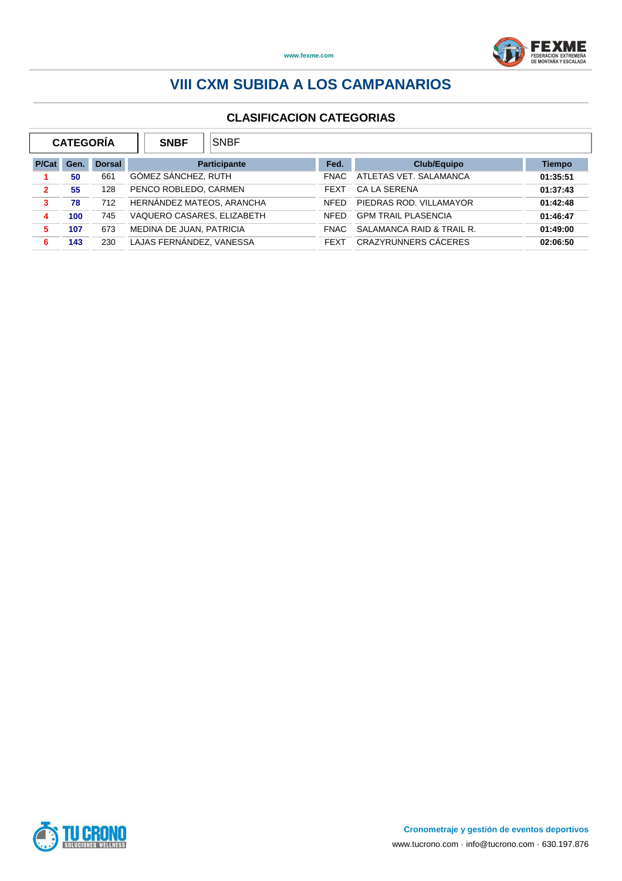# VIII CXM SUBIDA A LOS CAMPANARIOS

## CLASIFICACION CATEGORIAS

| CATEGORÍA | SNBF | SNBF |
|---|---|---|

| P/Cat | Gen. | Dorsal | Participante | Fed. | Club/Equipo | Tiempo |
|---|---|---|---|---|---|---|
| 1 | 50 | 661 | GÓMEZ SÁNCHEZ, RUTH | FNAC | ATLETAS VET. SALAMANCA | 01:35:51 |
| 2 | 55 | 128 | PENCO ROBLEDO, CARMEN | FEXT | CA LA SERENA | 01:37:43 |
| 3 | 78 | 712 | HERNÁNDEZ MATEOS, ARANCHA | NFED | PIEDRAS ROD. VILLAMAYOR | 01:42:48 |
| 4 | 100 | 745 | VAQUERO CASARES, ELIZABETH | NFED | GPM TRAIL PLASENCIA | 01:46:47 |
| 5 | 107 | 673 | MEDINA DE JUAN, PATRICIA | FNAC | SALAMANCA RAID & TRAIL R. | 01:49:00 |
| 6 | 143 | 230 | LAJAS FERNÁNDEZ, VANESSA | FEXT | CRAZYRUNNERS CÁCERES | 02:06:50 |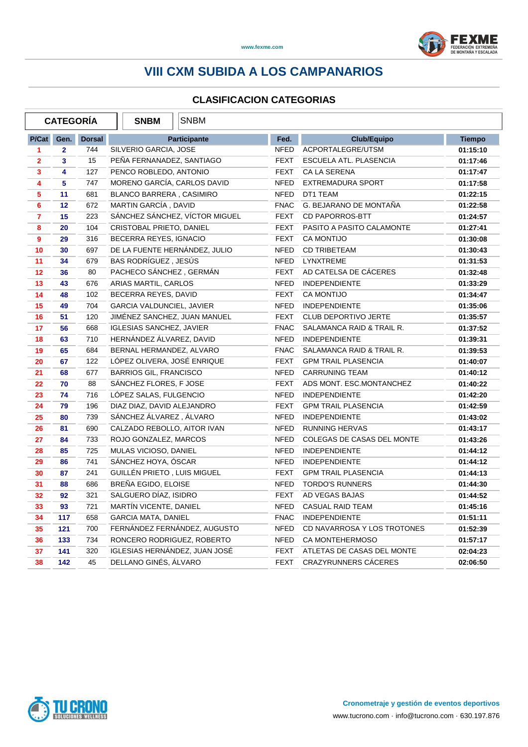# VIII CXM SUBIDA A LOS CAMPANARIOS

## CLASIFICACION CATEGORIAS

| CATEGORÍA | SNBM | SNBM |
|---|---|---|

| P/Cat | Gen. | Dorsal | Participante | Fed. | Club/Equipo | Tiempo |
|---|---|---|---|---|---|---|
| 1 | 2 | 744 | SILVERIO GARCIA, JOSE | NFED | ACPORTALEGRE/UTSM | 01:15:10 |
| 2 | 3 | 15 | PEÑA FERNANADEZ, SANTIAGO | FEXT | ESCUELA ATL. PLASENCIA | 01:17:46 |
| 3 | 4 | 127 | PENCO ROBLEDO, ANTONIO | FEXT | CA LA SERENA | 01:17:47 |
| 4 | 5 | 747 | MORENO GARCÍA, CARLOS DAVID | NFED | EXTREMADURA SPORT | 01:17:58 |
| 5 | 11 | 681 | BLANCO BARRERA , CASIMIRO | NFED | DT1 TEAM | 01:22:15 |
| 6 | 12 | 672 | MARTIN GARCÍA , DAVID | FNAC | G. BEJARANO DE MONTAÑA | 01:22:58 |
| 7 | 15 | 223 | SÁNCHEZ SÁNCHEZ, VÍCTOR MIGUEL | FEXT | CD PAPORROS-BTT | 01:24:57 |
| 8 | 20 | 104 | CRISTOBAL PRIETO, DANIEL | FEXT | PASITO A PASITO CALAMONTE | 01:27:41 |
| 9 | 29 | 316 | BECERRA REYES, IGNACIO | FEXT | CA MONTIJO | 01:30:08 |
| 10 | 30 | 697 | DE LA FUENTE HERNÁNDEZ, JULIO | NFED | CD TRIBETEAM | 01:30:43 |
| 11 | 34 | 679 | BAS RODRÍGUEZ , JESÚS | NFED | LYNXTREME | 01:31:53 |
| 12 | 36 | 80 | PACHECO SÁNCHEZ , GERMÁN | FEXT | AD CATELSA DE CÁCERES | 01:32:48 |
| 13 | 43 | 676 | ARIAS MARTIL, CARLOS | NFED | INDEPENDIENTE | 01:33:29 |
| 14 | 48 | 102 | BECERRA REYES, DAVID | FEXT | CA MONTIJO | 01:34:47 |
| 15 | 49 | 704 | GARCIA VALDUNCIEL, JAVIER | NFED | INDEPENDIENTE | 01:35:06 |
| 16 | 51 | 120 | JIMÉNEZ SANCHEZ, JUAN MANUEL | FEXT | CLUB DEPORTIVO JERTE | 01:35:57 |
| 17 | 56 | 668 | IGLESIAS SANCHEZ, JAVIER | FNAC | SALAMANCA RAID & TRAIL R. | 01:37:52 |
| 18 | 63 | 710 | HERNÁNDEZ ÁLVAREZ, DAVID | NFED | INDEPENDIENTE | 01:39:31 |
| 19 | 65 | 684 | BERNAL HERMANDEZ, ALVARO | FNAC | SALAMANCA RAID & TRAIL R. | 01:39:53 |
| 20 | 67 | 122 | LÓPEZ OLIVERA, JOSÉ ENRIQUE | FEXT | GPM TRAIL PLASENCIA | 01:40:07 |
| 21 | 68 | 677 | BARRIOS GIL, FRANCISCO | NFED | CARRUNING TEAM | 01:40:12 |
| 22 | 70 | 88 | SÁNCHEZ FLORES, F JOSE | FEXT | ADS MONT. ESC.MONTANCHEZ | 01:40:22 |
| 23 | 74 | 716 | LÓPEZ SALAS, FULGENCIO | NFED | INDEPENDIENTE | 01:42:20 |
| 24 | 79 | 196 | DIAZ DIAZ, DAVID ALEJANDRO | FEXT | GPM TRAIL PLASENCIA | 01:42:59 |
| 25 | 80 | 739 | SÁNCHEZ ÁLVAREZ , ÁLVARO | NFED | INDEPENDIENTE | 01:43:02 |
| 26 | 81 | 690 | CALZADO REBOLLO, AITOR IVAN | NFED | RUNNING HERVAS | 01:43:17 |
| 27 | 84 | 733 | ROJO GONZALEZ, MARCOS | NFED | COLEGAS DE CASAS DEL MONTE | 01:43:26 |
| 28 | 85 | 725 | MULAS VICIOSO, DANIEL | NFED | INDEPENDIENTE | 01:44:12 |
| 29 | 86 | 741 | SÁNCHEZ HOYA, ÓSCAR | NFED | INDEPENDIENTE | 01:44:12 |
| 30 | 87 | 241 | GUILLÉN PRIETO , LUIS MIGUEL | FEXT | GPM TRAIL PLASENCIA | 01:44:13 |
| 31 | 88 | 686 | BREÑA EGIDO, ELOISE | NFED | TORDO'S RUNNERS | 01:44:30 |
| 32 | 92 | 321 | SALGUERO DÍAZ, ISIDRO | FEXT | AD VEGAS BAJAS | 01:44:52 |
| 33 | 93 | 721 | MARTÍN VICENTE, DANIEL | NFED | CASUAL RAID TEAM | 01:45:16 |
| 34 | 117 | 658 | GARCIA MATA, DANIEL | FNAC | INDEPENDIENTE | 01:51:11 |
| 35 | 121 | 700 | FERNÁNDEZ FERNÁNDEZ, AUGUSTO | NFED | CD NAVARROSA Y LOS TROTONES | 01:52:39 |
| 36 | 133 | 734 | RONCERO RODRIGUEZ, ROBERTO | NFED | CA MONTEHERMOSO | 01:57:17 |
| 37 | 141 | 320 | IGLESIAS HERNÁNDEZ, JUAN JOSÉ | FEXT | ATLETAS DE CASAS DEL MONTE | 02:04:23 |
| 38 | 142 | 45 | DELLANO GINÉS, ÁLVARO | FEXT | CRAZYRUNNERS CÁCERES | 02:06:50 |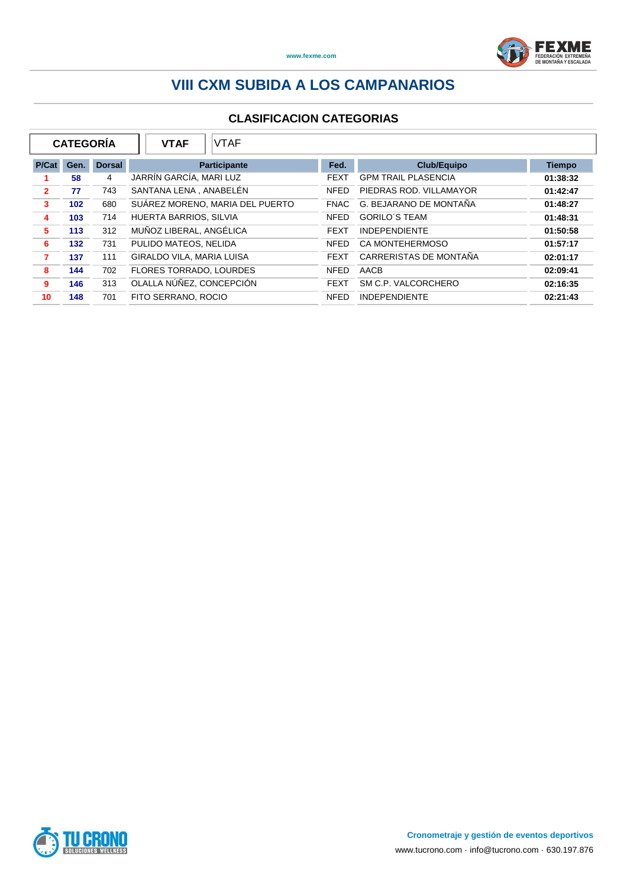# VIII CXM SUBIDA A LOS CAMPANARIOS

## CLASIFICACION CATEGORIAS

| CATEGORÍA | VTAF | VTAF |
|---|---|---|

| P/Cat | Gen. | Dorsal | Participante | Fed. | Club/Equipo | Tiempo |
|---|---|---|---|---|---|---|
| 1 | 58 | 4 | JARRÍN GARCÍA, MARI LUZ | FEXT | GPM TRAIL PLASENCIA | 01:38:32 |
| 2 | 77 | 743 | SANTANA LENA , ANABELÉN | NFED | PIEDRAS ROD. VILLAMAYOR | 01:42:47 |
| 3 | 102 | 680 | SUÁREZ MORENO, MARIA DEL PUERTO | FNAC | G. BEJARANO DE MONTAÑA | 01:48:27 |
| 4 | 103 | 714 | HUERTA BARRIOS, SILVIA | NFED | GORILO´S TEAM | 01:48:31 |
| 5 | 113 | 312 | MUÑOZ LIBERAL, ANGÉLICA | FEXT | INDEPENDIENTE | 01:50:58 |
| 6 | 132 | 731 | PULIDO MATEOS, NELIDA | NFED | CA MONTEHERMOSO | 01:57:17 |
| 7 | 137 | 111 | GIRALDO VILA, MARIA LUISA | FEXT | CARRERISTAS DE MONTAÑA | 02:01:17 |
| 8 | 144 | 702 | FLORES TORRADO, LOURDES | NFED | AACB | 02:09:41 |
| 9 | 146 | 313 | OLALLA NÚÑEZ, CONCEPCIÓN | FEXT | SM C.P. VALCORCHERO | 02:16:35 |
| 10 | 148 | 701 | FITO SERRANO, ROCIO | NFED | INDEPENDIENTE | 02:21:43 |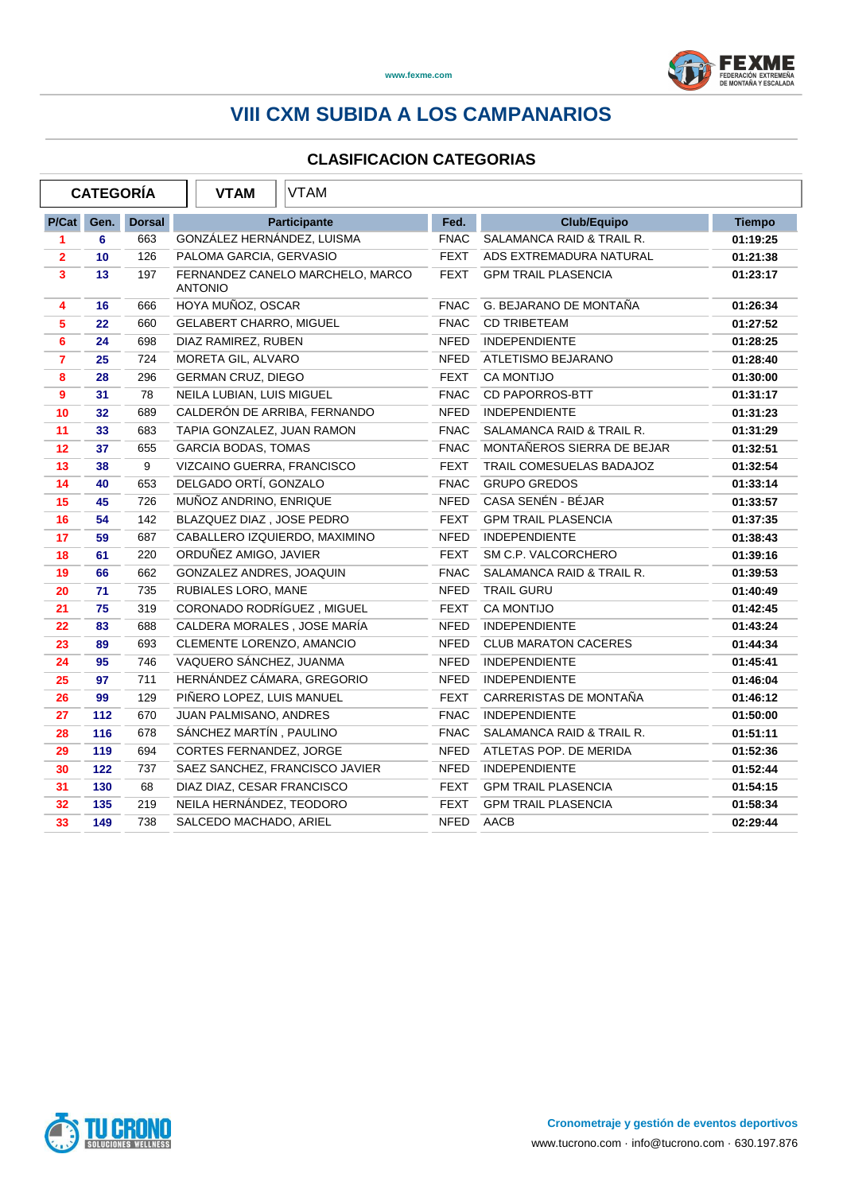# VIII CXM SUBIDA A LOS CAMPANARIOS

## CLASIFICACION CATEGORIAS

| CATEGORÍA | VTAM | VTAM |
|---|---|---|

| P/Cat | Gen. | Dorsal | Participante | Fed. | Club/Equipo | Tiempo |
|---|---|---|---|---|---|---|
| 1 | 6 | 663 | GONZÁLEZ HERNÁNDEZ, LUISMA | FNAC | SALAMANCA RAID & TRAIL R. | 01:19:25 |
| 2 | 10 | 126 | PALOMA GARCIA, GERVASIO | FEXT | ADS EXTREMADURA NATURAL | 01:21:38 |
| 3 | 13 | 197 | FERNANDEZ CANELO MARCHELO, MARCO ANTONIO | FEXT | GPM TRAIL PLASENCIA | 01:23:17 |
| 4 | 16 | 666 | HOYA MUÑOZ, OSCAR | FNAC | G. BEJARANO DE MONTAÑA | 01:26:34 |
| 5 | 22 | 660 | GELABERT CHARRO, MIGUEL | FNAC | CD TRIBETEAM | 01:27:52 |
| 6 | 24 | 698 | DIAZ RAMIREZ, RUBEN | NFED | INDEPENDIENTE | 01:28:25 |
| 7 | 25 | 724 | MORETA GIL, ALVARO | NFED | ATLETISMO BEJARANO | 01:28:40 |
| 8 | 28 | 296 | GERMAN CRUZ, DIEGO | FEXT | CA MONTIJO | 01:30:00 |
| 9 | 31 | 78 | NEILA LUBIAN, LUIS MIGUEL | FNAC | CD PAPORROS-BTT | 01:31:17 |
| 10 | 32 | 689 | CALDERÓN DE ARRIBA, FERNANDO | NFED | INDEPENDIENTE | 01:31:23 |
| 11 | 33 | 683 | TAPIA GONZALEZ, JUAN RAMON | FNAC | SALAMANCA RAID & TRAIL R. | 01:31:29 |
| 12 | 37 | 655 | GARCIA BODAS, TOMAS | FNAC | MONTAÑEROS SIERRA DE BEJAR | 01:32:51 |
| 13 | 38 | 9 | VIZCAINO GUERRA, FRANCISCO | FEXT | TRAIL COMESUELAS BADAJOZ | 01:32:54 |
| 14 | 40 | 653 | DELGADO ORTÍ, GONZALO | FNAC | GRUPO GREDOS | 01:33:14 |
| 15 | 45 | 726 | MUÑOZ ANDRINO, ENRIQUE | NFED | CASA SENÉN - BÉJAR | 01:33:57 |
| 16 | 54 | 142 | BLAZQUEZ DIAZ , JOSE PEDRO | FEXT | GPM TRAIL PLASENCIA | 01:37:35 |
| 17 | 59 | 687 | CABALLERO IZQUIERDO, MAXIMINO | NFED | INDEPENDIENTE | 01:38:43 |
| 18 | 61 | 220 | ORDUÑEZ AMIGO, JAVIER | FEXT | SM C.P. VALCORCHERO | 01:39:16 |
| 19 | 66 | 662 | GONZALEZ ANDRES, JOAQUIN | FNAC | SALAMANCA RAID & TRAIL R. | 01:39:53 |
| 20 | 71 | 735 | RUBIALES LORO, MANE | NFED | TRAIL GURU | 01:40:49 |
| 21 | 75 | 319 | CORONADO RODRÍGUEZ , MIGUEL | FEXT | CA MONTIJO | 01:42:45 |
| 22 | 83 | 688 | CALDERA MORALES , JOSE MARÍA | NFED | INDEPENDIENTE | 01:43:24 |
| 23 | 89 | 693 | CLEMENTE LORENZO, AMANCIO | NFED | CLUB MARATON CACERES | 01:44:34 |
| 24 | 95 | 746 | VAQUERO SÁNCHEZ, JUANMA | NFED | INDEPENDIENTE | 01:45:41 |
| 25 | 97 | 711 | HERNÁNDEZ CÁMARA, GREGORIO | NFED | INDEPENDIENTE | 01:46:04 |
| 26 | 99 | 129 | PIÑERO LOPEZ, LUIS MANUEL | FEXT | CARRERISTAS DE MONTAÑA | 01:46:12 |
| 27 | 112 | 670 | JUAN PALMISANO, ANDRES | FNAC | INDEPENDIENTE | 01:50:00 |
| 28 | 116 | 678 | SÁNCHEZ MARTÍN , PAULINO | FNAC | SALAMANCA RAID & TRAIL R. | 01:51:11 |
| 29 | 119 | 694 | CORTES FERNANDEZ, JORGE | NFED | ATLETAS POP. DE MERIDA | 01:52:36 |
| 30 | 122 | 737 | SAEZ SANCHEZ, FRANCISCO JAVIER | NFED | INDEPENDIENTE | 01:52:44 |
| 31 | 130 | 68 | DIAZ DIAZ, CESAR FRANCISCO | FEXT | GPM TRAIL PLASENCIA | 01:54:15 |
| 32 | 135 | 219 | NEILA HERNÁNDEZ, TEODORO | FEXT | GPM TRAIL PLASENCIA | 01:58:34 |
| 33 | 149 | 738 | SALCEDO MACHADO, ARIEL | NFED | AACB | 02:29:44 |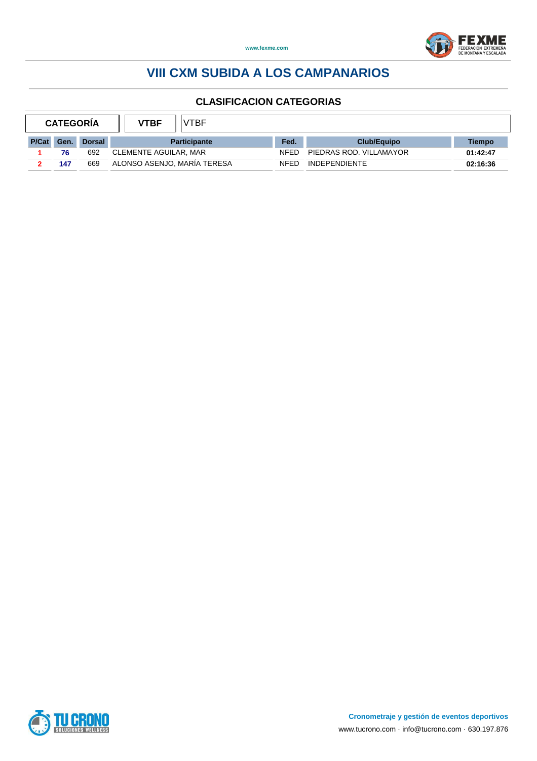# VIII CXM SUBIDA A LOS CAMPANARIOS

## CLASIFICACION CATEGORIAS

| CATEGORÍA | VTBF | VTBF |
|---|---|---|

| P/Cat | Gen. | Dorsal | Participante | Fed. | Club/Equipo | Tiempo |
|---|---|---|---|---|---|---|
| 1 | 76 | 692 | CLEMENTE AGUILAR, MAR | NFED | PIEDRAS ROD. VILLAMAYOR | 01:42:47 |
| 2 | 147 | 669 | ALONSO ASENJO, MARÍA TERESA | NFED | INDEPENDIENTE | 02:16:36 |

**Cronometraje y gestión de eventos deportivos**

www.tucrono.com · info@tucrono.com · 630.197.876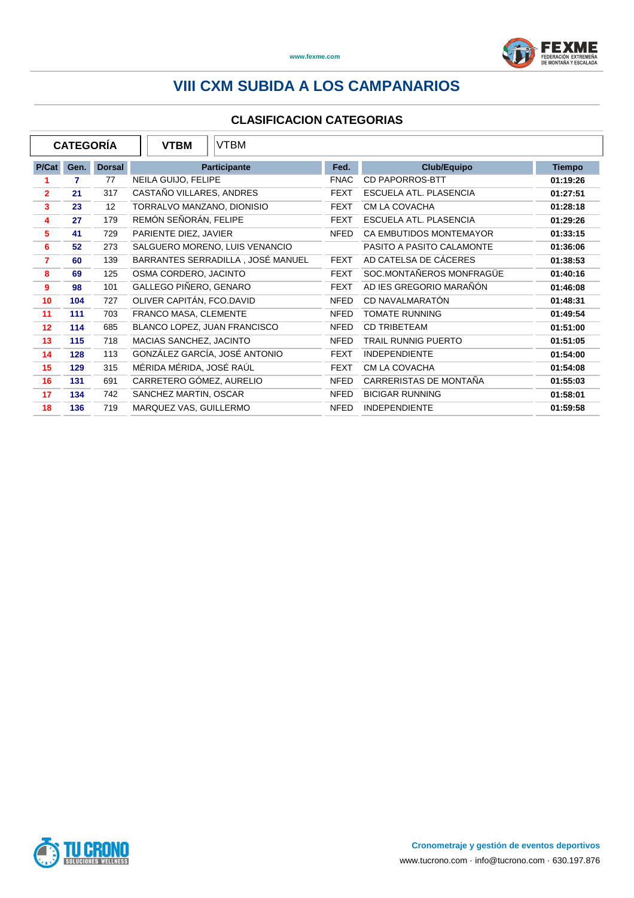# VIII CXM SUBIDA A LOS CAMPANARIOS

## CLASIFICACION CATEGORIAS

| CATEGORÍA | VTBM | VTBM |
|---|---|---|

| P/Cat | Gen. | Dorsal | Participante | Fed. | Club/Equipo | Tiempo |
|---|---|---|---|---|---|---|
| 1 | 7 | 77 | NEILA GUIJO, FELIPE | FNAC | CD PAPORROS-BTT | 01:19:26 |
| 2 | 21 | 317 | CASTAÑO VILLARES, ANDRES | FEXT | ESCUELA ATL. PLASENCIA | 01:27:51 |
| 3 | 23 | 12 | TORRALVO MANZANO, DIONISIO | FEXT | CM LA COVACHA | 01:28:18 |
| 4 | 27 | 179 | REMÓN SEÑORÁN, FELIPE | FEXT | ESCUELA ATL. PLASENCIA | 01:29:26 |
| 5 | 41 | 729 | PARIENTE DIEZ, JAVIER | NFED | CA EMBUTIDOS MONTEMAYOR | 01:33:15 |
| 6 | 52 | 273 | SALGUERO MORENO, LUIS VENANCIO | | PASITO A PASITO CALAMONTE | 01:36:06 |
| 7 | 60 | 139 | BARRANTES SERRADILLA , JOSÉ MANUEL | FEXT | AD CATELSA DE CÁCERES | 01:38:53 |
| 8 | 69 | 125 | OSMA CORDERO, JACINTO | FEXT | SOC.MONTAÑEROS MONFRAGÜE | 01:40:16 |
| 9 | 98 | 101 | GALLEGO PIÑERO, GENARO | FEXT | AD IES GREGORIO MARAÑÓN | 01:46:08 |
| 10 | 104 | 727 | OLIVER CAPITÁN, FCO.DAVID | NFED | CD NAVALMARATÓN | 01:48:31 |
| 11 | 111 | 703 | FRANCO MASA, CLEMENTE | NFED | TOMATE RUNNING | 01:49:54 |
| 12 | 114 | 685 | BLANCO LOPEZ, JUAN FRANCISCO | NFED | CD TRIBETEAM | 01:51:00 |
| 13 | 115 | 718 | MACIAS SANCHEZ, JACINTO | NFED | TRAIL RUNNIG PUERTO | 01:51:05 |
| 14 | 128 | 113 | GONZÁLEZ GARCÍA, JOSÉ ANTONIO | FEXT | INDEPENDIENTE | 01:54:00 |
| 15 | 129 | 315 | MÉRIDA MÉRIDA, JOSÉ RAÚL | FEXT | CM LA COVACHA | 01:54:08 |
| 16 | 131 | 691 | CARRETERO GÓMEZ, AURELIO | NFED | CARRERISTAS DE MONTAÑA | 01:55:03 |
| 17 | 134 | 742 | SANCHEZ MARTIN, OSCAR | NFED | BICIGAR RUNNING | 01:58:01 |
| 18 | 136 | 719 | MARQUEZ VAS, GUILLERMO | NFED | INDEPENDIENTE | 01:59:58 |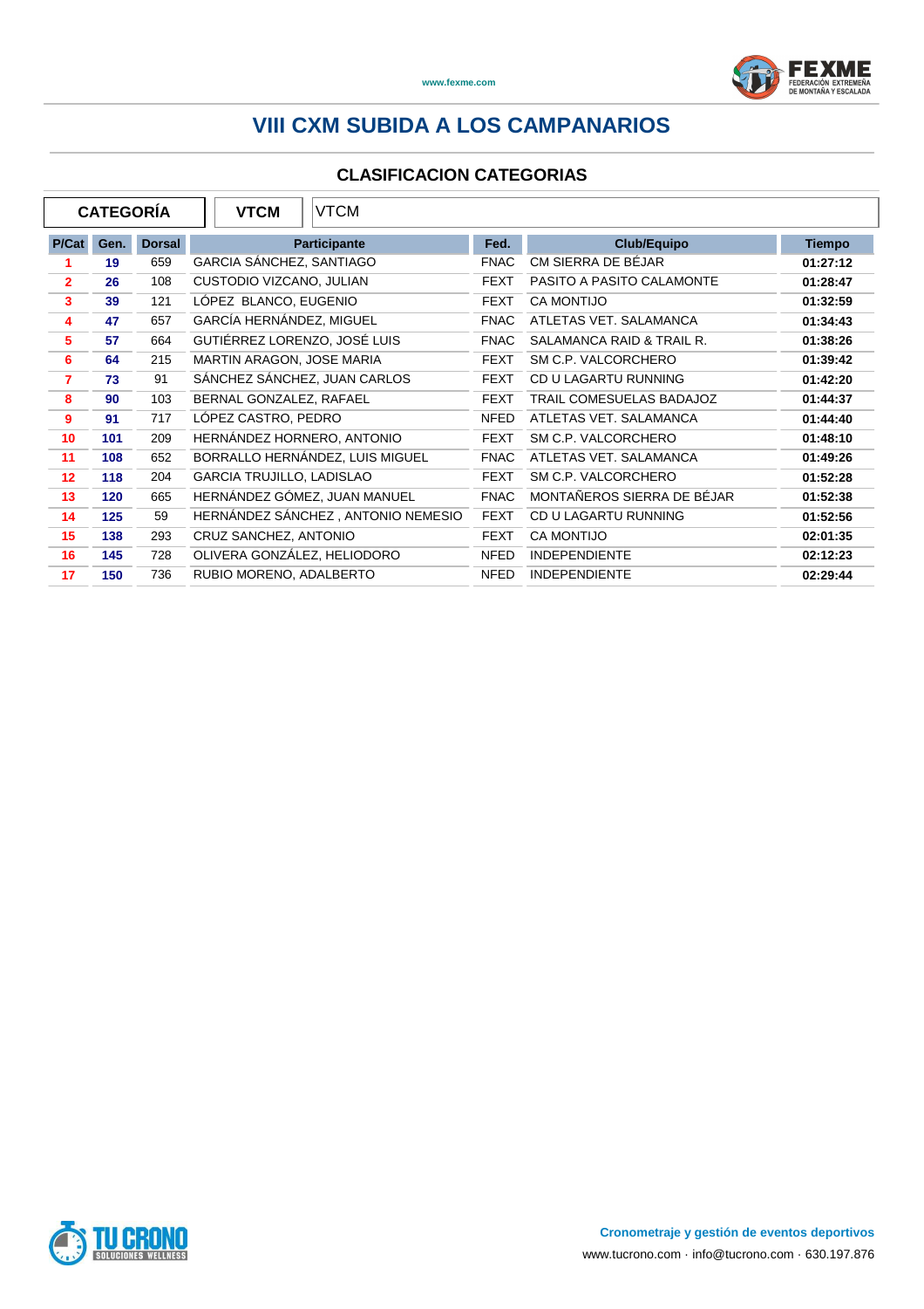# VIII CXM SUBIDA A LOS CAMPANARIOS

## CLASIFICACION CATEGORIAS

| CATEGORÍA | VTCM | VTCM |
|---|---|---|

| P/Cat | Gen. | Dorsal | Participante | Fed. | Club/Equipo | Tiempo |
|---|---|---|---|---|---|---|
| 1 | 19 | 659 | GARCIA SÁNCHEZ, SANTIAGO | FNAC | CM SIERRA DE BÉJAR | 01:27:12 |
| 2 | 26 | 108 | CUSTODIO VIZCANO, JULIAN | FEXT | PASITO A PASITO CALAMONTE | 01:28:47 |
| 3 | 39 | 121 | LÓPEZ BLANCO, EUGENIO | FEXT | CA MONTIJO | 01:32:59 |
| 4 | 47 | 657 | GARCÍA HERNÁNDEZ, MIGUEL | FNAC | ATLETAS VET. SALAMANCA | 01:34:43 |
| 5 | 57 | 664 | GUTIÉRREZ LORENZO, JOSÉ LUIS | FNAC | SALAMANCA RAID & TRAIL R. | 01:38:26 |
| 6 | 64 | 215 | MARTIN ARAGON, JOSE MARIA | FEXT | SM C.P. VALCORCHERO | 01:39:42 |
| 7 | 73 | 91 | SÁNCHEZ SÁNCHEZ, JUAN CARLOS | FEXT | CD U LAGARTU RUNNING | 01:42:20 |
| 8 | 90 | 103 | BERNAL GONZALEZ, RAFAEL | FEXT | TRAIL COMESUELAS BADAJOZ | 01:44:37 |
| 9 | 91 | 717 | LÓPEZ CASTRO, PEDRO | NFED | ATLETAS VET. SALAMANCA | 01:44:40 |
| 10 | 101 | 209 | HERNÁNDEZ HORNERO, ANTONIO | FEXT | SM C.P. VALCORCHERO | 01:48:10 |
| 11 | 108 | 652 | BORRALLO HERNÁNDEZ, LUIS MIGUEL | FNAC | ATLETAS VET. SALAMANCA | 01:49:26 |
| 12 | 118 | 204 | GARCIA TRUJILLO, LADISLAO | FEXT | SM C.P. VALCORCHERO | 01:52:28 |
| 13 | 120 | 665 | HERNÁNDEZ GÓMEZ, JUAN MANUEL | FNAC | MONTAÑEROS SIERRA DE BÉJAR | 01:52:38 |
| 14 | 125 | 59 | HERNÁNDEZ SÁNCHEZ , ANTONIO NEMESIO | FEXT | CD U LAGARTU RUNNING | 01:52:56 |
| 15 | 138 | 293 | CRUZ SANCHEZ, ANTONIO | FEXT | CA MONTIJO | 02:01:35 |
| 16 | 145 | 728 | OLIVERA GONZÁLEZ, HELIODORO | NFED | INDEPENDIENTE | 02:12:23 |
| 17 | 150 | 736 | RUBIO MORENO, ADALBERTO | NFED | INDEPENDIENTE | 02:29:44 |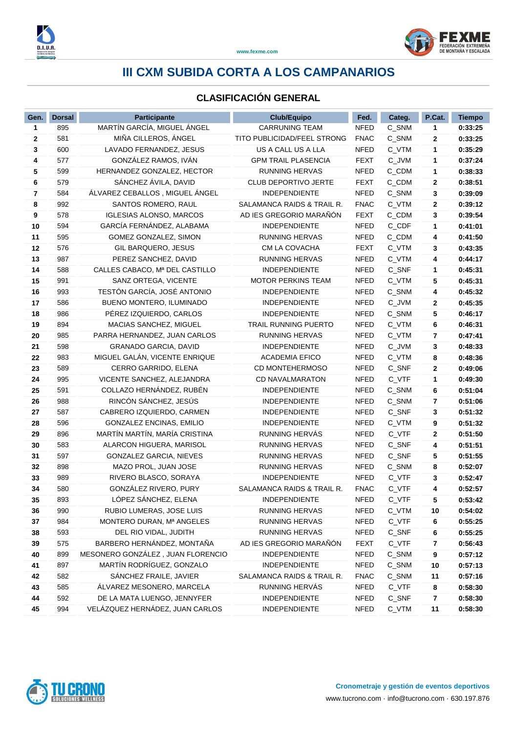# III CXM SUBIDA CORTA A LOS CAMPANARIOS

## CLASIFICACIÓN GENERAL

| Gen. | Dorsal | Participante | Club/Equipo | Fed. | Categ. | P.Cat. | Tiempo |
|---|---|---|---|---|---|---|---|
| 1 | 895 | MARTÍN GARCÍA, MIGUEL ÁNGEL | CARRUNING TEAM | NFED | C_SNM | 1 | 0:33:25 |
| 2 | 581 | MIÑA CILLEROS, ÁNGEL | TITO PUBLICIDAD/FEEL STRONG | FNAC | C_SNM | 2 | 0:33:25 |
| 3 | 600 | LAVADO FERNANDEZ, JESUS | US A CALL US A LLA | NFED | C_VTM | 1 | 0:35:29 |
| 4 | 577 | GONZÁLEZ RAMOS, IVÁN | GPM TRAIL PLASENCIA | FEXT | C_JVM | 1 | 0:37:24 |
| 5 | 599 | HERNANDEZ GONZALEZ, HECTOR | RUNNING HERVAS | NFED | C_CDM | 1 | 0:38:33 |
| 6 | 579 | SÁNCHEZ ÁVILA, DAVID | CLUB DEPORTIVO JERTE | FEXT | C_CDM | 2 | 0:38:51 |
| 7 | 584 | ÁLVAREZ CEBALLOS , MIGUEL ÁNGEL | INDEPENDIENTE | NFED | C_SNM | 3 | 0:39:09 |
| 8 | 992 | SANTOS ROMERO, RAUL | SALAMANCA RAIDS & TRAIL R. | FNAC | C_VTM | 2 | 0:39:12 |
| 9 | 578 | IGLESIAS ALONSO, MARCOS | AD IES GREGORIO MARAÑÓN | FEXT | C_CDM | 3 | 0:39:54 |
| 10 | 594 | GARCÍA FERNÁNDEZ, ALABAMA | INDEPENDIENTE | NFED | C_CDF | 1 | 0:41:01 |
| 11 | 595 | GOMEZ GONZALEZ, SIMON | RUNNING HERVAS | NFED | C_CDM | 4 | 0:41:50 |
| 12 | 576 | GIL BARQUERO, JESUS | CM LA COVACHA | FEXT | C_VTM | 3 | 0:43:35 |
| 13 | 987 | PEREZ SANCHEZ, DAVID | RUNNING HERVAS | NFED | C_VTM | 4 | 0:44:17 |
| 14 | 588 | CALLES CABACO, Mª DEL CASTILLO | INDEPENDIENTE | NFED | C_SNF | 1 | 0:45:31 |
| 15 | 991 | SANZ ORTEGA, VICENTE | MOTOR PERKINS TEAM | NFED | C_VTM | 5 | 0:45:31 |
| 16 | 993 | TESTÓN GARCÍA, JOSÉ ANTONIO | INDEPENDIENTE | NFED | C_SNM | 4 | 0:45:32 |
| 17 | 586 | BUENO MONTERO, ILUMINADO | INDEPENDIENTE | NFED | C_JVM | 2 | 0:45:35 |
| 18 | 986 | PÉREZ IZQUIERDO, CARLOS | INDEPENDIENTE | NFED | C_SNM | 5 | 0:46:17 |
| 19 | 894 | MACIAS SANCHEZ, MIGUEL | TRAIL RUNNING PUERTO | NFED | C_VTM | 6 | 0:46:31 |
| 20 | 985 | PARRA HERNANDEZ, JUAN CARLOS | RUNNING HERVAS | NFED | C_VTM | 7 | 0:47:41 |
| 21 | 598 | GRANADO GARCIA, DAVID | INDEPENDIENTE | NFED | C_JVM | 3 | 0:48:33 |
| 22 | 983 | MIGUEL GALÁN, VICENTE ENRIQUE | ACADEMIA EFICO | NFED | C_VTM | 8 | 0:48:36 |
| 23 | 589 | CERRO GARRIDO, ELENA | CD MONTEHERMOSO | NFED | C_SNF | 2 | 0:49:06 |
| 24 | 995 | VICENTE SANCHEZ, ALEJANDRA | CD NAVALMARATON | NFED | C_VTF | 1 | 0:49:30 |
| 25 | 591 | COLLAZO HERNÁNDEZ, RUBÉN | INDEPENDIENTE | NFED | C_SNM | 6 | 0:51:04 |
| 26 | 988 | RINCÓN SÁNCHEZ, JESÚS | INDEPENDIENTE | NFED | C_SNM | 7 | 0:51:06 |
| 27 | 587 | CABRERO IZQUIERDO, CARMEN | INDEPENDIENTE | NFED | C_SNF | 3 | 0:51:32 |
| 28 | 596 | GONZALEZ ENCINAS, EMILIO | INDEPENDIENTE | NFED | C_VTM | 9 | 0:51:32 |
| 29 | 896 | MARTÍN MARTÍN, MARÍA CRISTINA | RUNNING HERVÁS | NFED | C_VTF | 2 | 0:51:50 |
| 30 | 583 | ALARCON HIGUERA, MARISOL | RUNNING HERVAS | NFED | C_SNF | 4 | 0:51:51 |
| 31 | 597 | GONZALEZ GARCIA, NIEVES | RUNNING HERVAS | NFED | C_SNF | 5 | 0:51:55 |
| 32 | 898 | MAZO PROL, JUAN JOSE | RUNNING HERVAS | NFED | C_SNM | 8 | 0:52:07 |
| 33 | 989 | RIVERO BLASCO, SORAYA | INDEPENDIENTE | NFED | C_VTF | 3 | 0:52:47 |
| 34 | 580 | GONZÁLEZ RIVERO, PURY | SALAMANCA RAIDS & TRAIL R. | FNAC | C_VTF | 4 | 0:52:57 |
| 35 | 893 | LÓPEZ SÁNCHEZ, ELENA | INDEPENDIENTE | NFED | C_VTF | 5 | 0:53:42 |
| 36 | 990 | RUBIO LUMERAS, JOSE LUIS | RUNNING HERVAS | NFED | C_VTM | 10 | 0:54:02 |
| 37 | 984 | MONTERO DURAN, Mª ANGELES | RUNNING HERVAS | NFED | C_VTF | 6 | 0:55:25 |
| 38 | 593 | DEL RIO VIDAL, JUDITH | RUNNING HERVAS | NFED | C_SNF | 6 | 0:55:25 |
| 39 | 575 | BARBERO HERNÁNDEZ, MONTAÑA | AD IES GREGORIO MARAÑÓN | FEXT | C_VTF | 7 | 0:56:43 |
| 40 | 899 | MESONERO GONZÁLEZ , JUAN FLORENCIO | INDEPENDIENTE | NFED | C_SNM | 9 | 0:57:12 |
| 41 | 897 | MARTÍN RODRÍGUEZ, GONZALO | INDEPENDIENTE | NFED | C_SNM | 10 | 0:57:13 |
| 42 | 582 | SÁNCHEZ FRAILE, JAVIER | SALAMANCA RAIDS & TRAIL R. | FNAC | C_SNM | 11 | 0:57:16 |
| 43 | 585 | ÁLVAREZ MESONERO, MARCELA | RUNNING HERVÁS | NFED | C_VTF | 8 | 0:58:30 |
| 44 | 592 | DE LA MATA LUENGO, JENNYFER | INDEPENDIENTE | NFED | C_SNF | 7 | 0:58:30 |
| 45 | 994 | VELÁZQUEZ HERNÁDEZ, JUAN CARLOS | INDEPENDIENTE | NFED | C_VTM | 11 | 0:58:30 |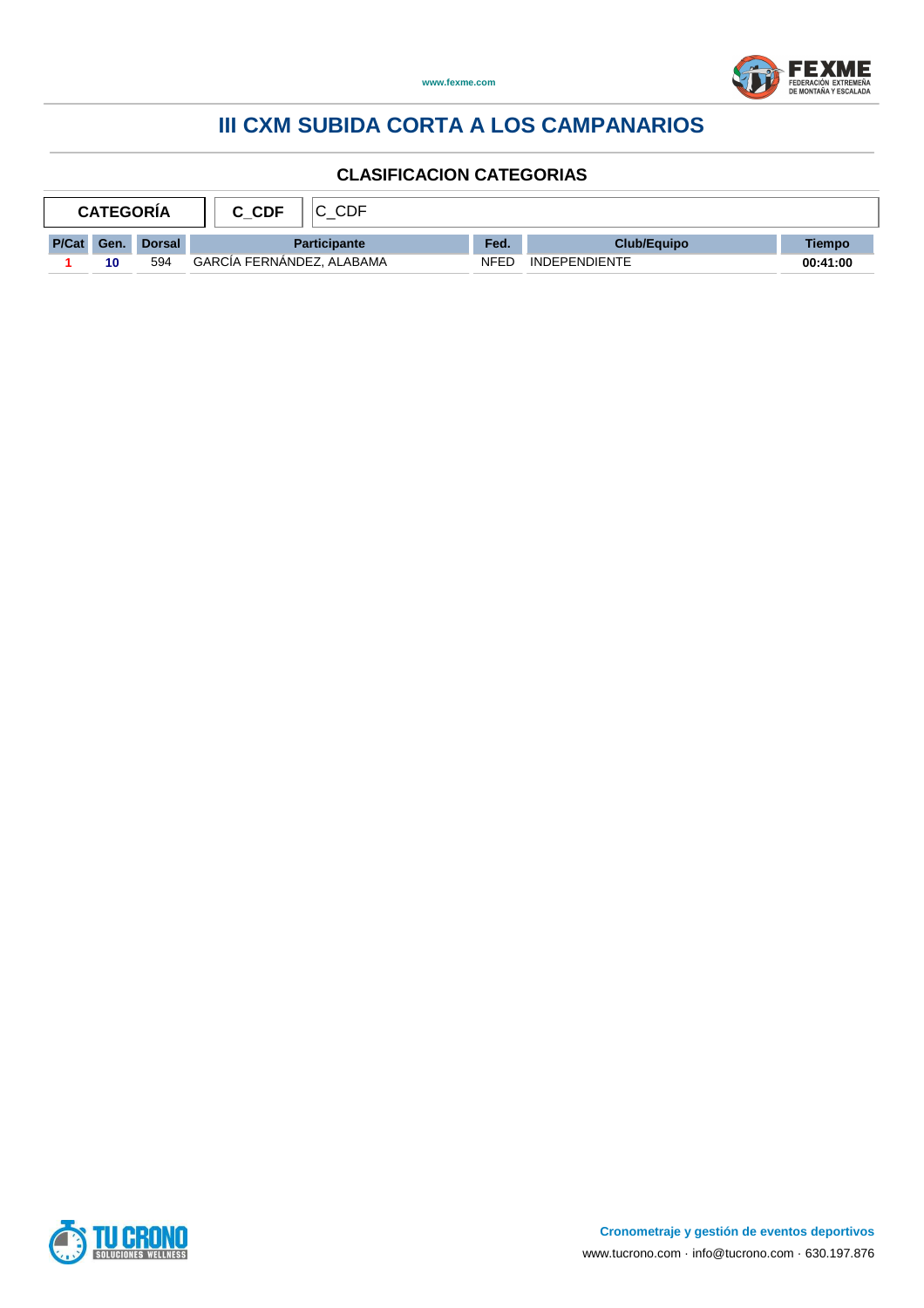# III CXM SUBIDA CORTA A LOS CAMPANARIOS

## CLASIFICACION CATEGORIAS

| CATEGORÍA | C_CDF | C_CDF |
|---|---|---|

| P/Cat | Gen. | Dorsal | Participante | Fed. | Club/Equipo | Tiempo |
|---|---|---|---|---|---|---|
| 1 | 10 | 594 | GARCÍA FERNÁNDEZ, ALABAMA | NFED | INDEPENDIENTE | 00:41:00 |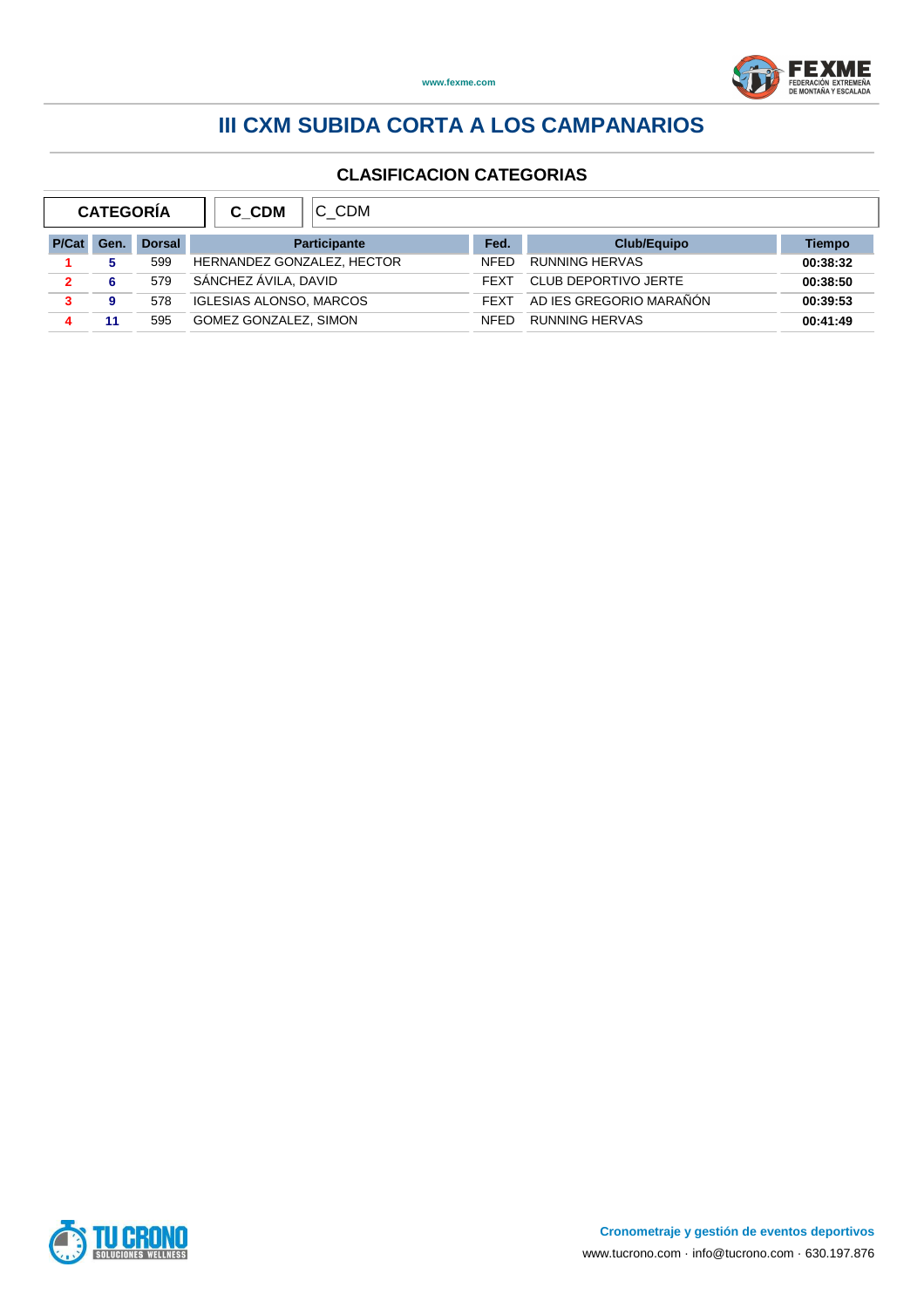# III CXM SUBIDA CORTA A LOS CAMPANARIOS

## CLASIFICACION CATEGORIAS

| CATEGORÍA | C_CDM | C_CDM |
|---|---|---|

| P/Cat | Gen. | Dorsal | Participante | Fed. | Club/Equipo | Tiempo |
|---|---|---|---|---|---|---|
| 1 | 5 | 599 | HERNANDEZ GONZALEZ, HECTOR | NFED | RUNNING HERVAS | 00:38:32 |
| 2 | 6 | 579 | SÁNCHEZ ÁVILA, DAVID | FEXT | CLUB DEPORTIVO JERTE | 00:38:50 |
| 3 | 9 | 578 | IGLESIAS ALONSO, MARCOS | FEXT | AD IES GREGORIO MARAÑÓN | 00:39:53 |
| 4 | 11 | 595 | GOMEZ GONZALEZ, SIMON | NFED | RUNNING HERVAS | 00:41:49 |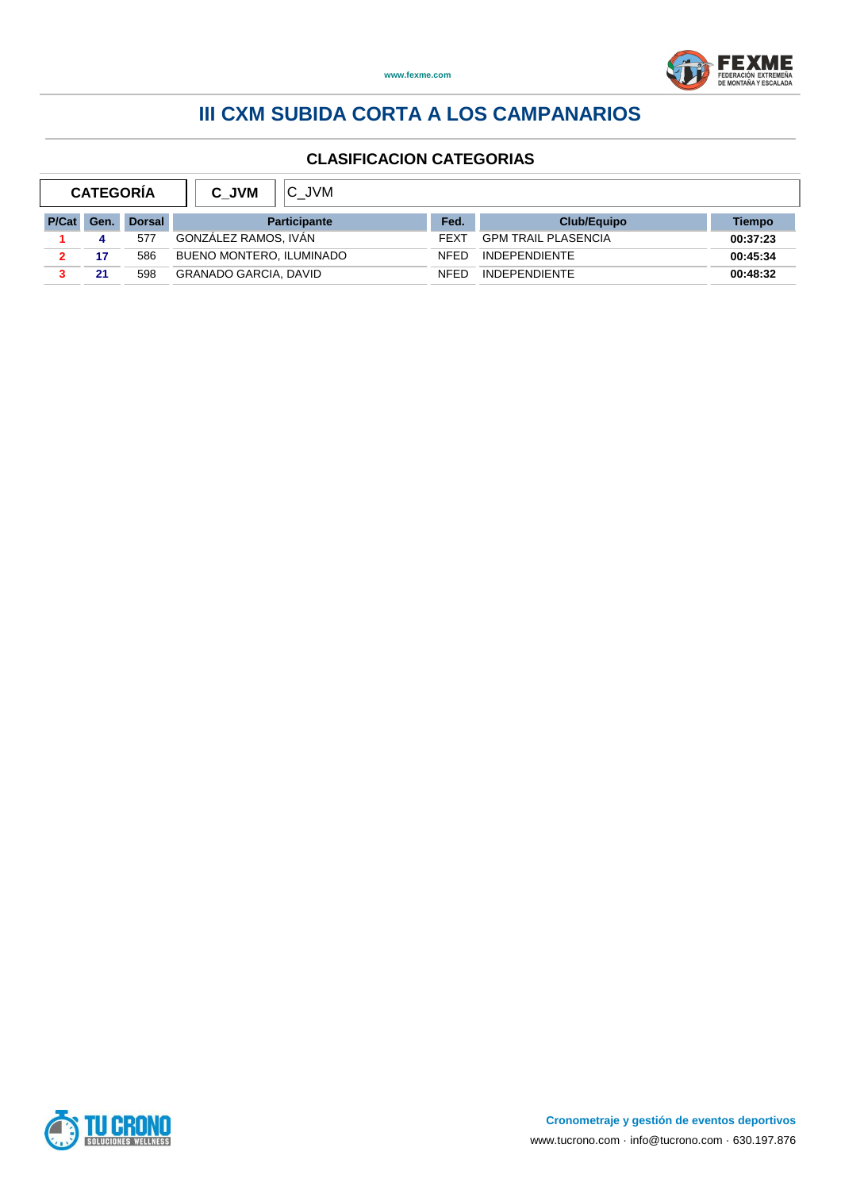# III CXM SUBIDA CORTA A LOS CAMPANARIOS

## CLASIFICACION CATEGORIAS

| CATEGORÍA | C_JVM | C_JVM |
|---|---|---|

| P/Cat | Gen. | Dorsal | Participante | Fed. | Club/Equipo | Tiempo |
|---|---|---|---|---|---|---|
| 1 | 4 | 577 | GONZÁLEZ RAMOS, IVÁN | FEXT | GPM TRAIL PLASENCIA | 00:37:23 |
| 2 | 17 | 586 | BUENO MONTERO, ILUMINADO | NFED | INDEPENDIENTE | 00:45:34 |
| 3 | 21 | 598 | GRANADO GARCIA, DAVID | NFED | INDEPENDIENTE | 00:48:32 |

**Cronometraje y gestión de eventos deportivos**

www.tucrono.com · info@tucrono.com · 630.197.876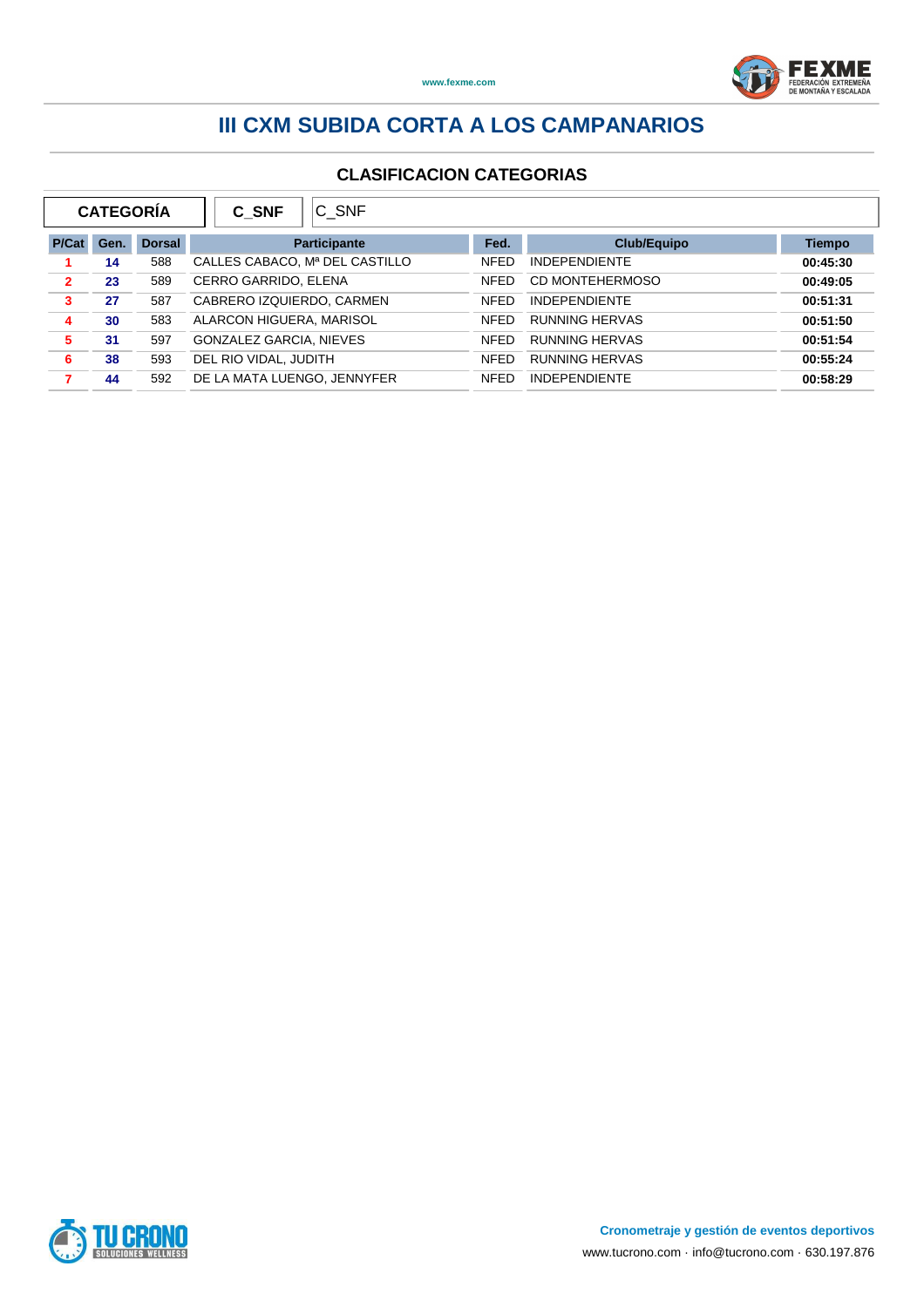# III CXM SUBIDA CORTA A LOS CAMPANARIOS

## CLASIFICACION CATEGORIAS

| CATEGORÍA | C_SNF | C_SNF |
|---|---|---|

| P/Cat | Gen. | Dorsal | Participante | Fed. | Club/Equipo | Tiempo |
|---|---|---|---|---|---|---|
| 1 | 14 | 588 | CALLES CABACO, Mª DEL CASTILLO | NFED | INDEPENDIENTE | 00:45:30 |
| 2 | 23 | 589 | CERRO GARRIDO, ELENA | NFED | CD MONTEHERMOSO | 00:49:05 |
| 3 | 27 | 587 | CABRERO IZQUIERDO, CARMEN | NFED | INDEPENDIENTE | 00:51:31 |
| 4 | 30 | 583 | ALARCON HIGUERA, MARISOL | NFED | RUNNING HERVAS | 00:51:50 |
| 5 | 31 | 597 | GONZALEZ GARCIA, NIEVES | NFED | RUNNING HERVAS | 00:51:54 |
| 6 | 38 | 593 | DEL RIO VIDAL, JUDITH | NFED | RUNNING HERVAS | 00:55:24 |
| 7 | 44 | 592 | DE LA MATA LUENGO, JENNYFER | NFED | INDEPENDIENTE | 00:58:29 |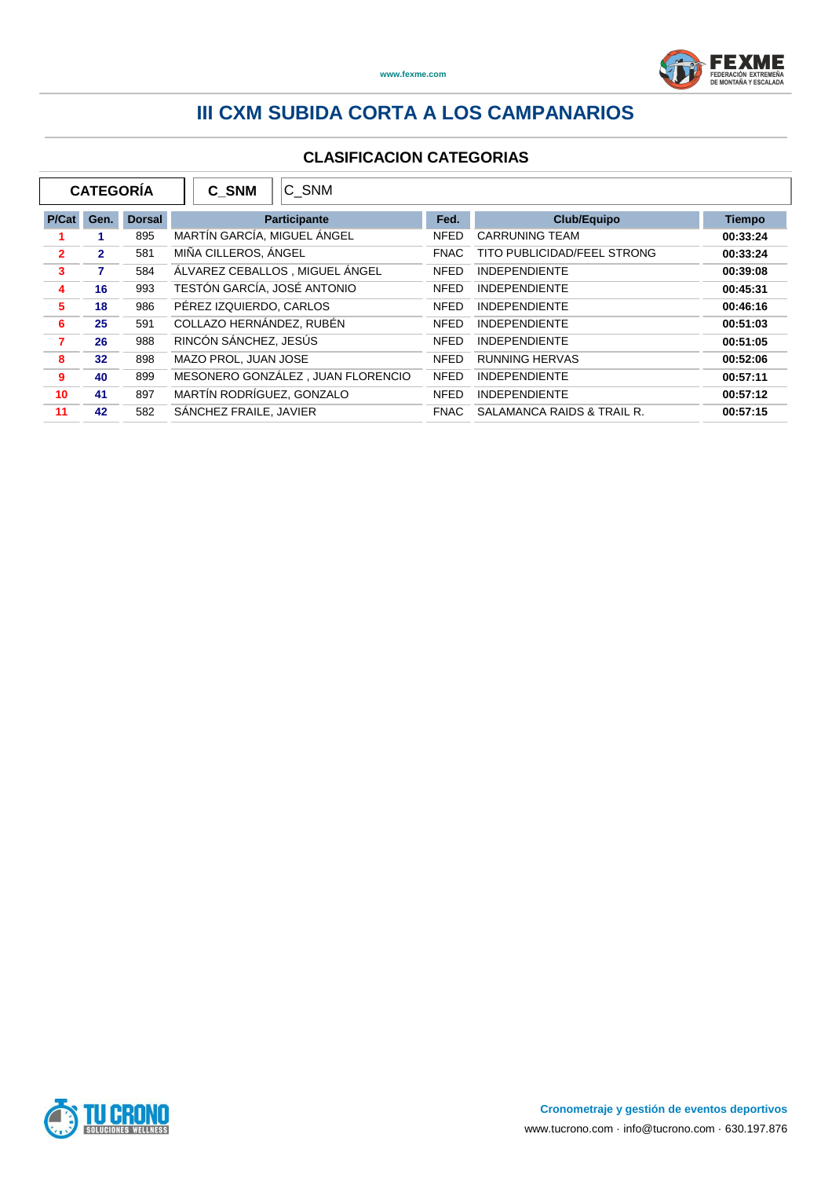# III CXM SUBIDA CORTA A LOS CAMPANARIOS

## CLASIFICACION CATEGORIAS

| CATEGORÍA | C_SNM | C_SNM |
|---|---|---|

| P/Cat | Gen. | Dorsal | Participante | Fed. | Club/Equipo | Tiempo |
|---|---|---|---|---|---|---|
| 1 | 1 | 895 | MARTÍN GARCÍA, MIGUEL ÁNGEL | NFED | CARRUNING TEAM | 00:33:24 |
| 2 | 2 | 581 | MIÑA CILLEROS, ÁNGEL | FNAC | TITO PUBLICIDAD/FEEL STRONG | 00:33:24 |
| 3 | 7 | 584 | ÁLVAREZ CEBALLOS , MIGUEL ÁNGEL | NFED | INDEPENDIENTE | 00:39:08 |
| 4 | 16 | 993 | TESTÓN GARCÍA, JOSÉ ANTONIO | NFED | INDEPENDIENTE | 00:45:31 |
| 5 | 18 | 986 | PÉREZ IZQUIERDO, CARLOS | NFED | INDEPENDIENTE | 00:46:16 |
| 6 | 25 | 591 | COLLAZO HERNÁNDEZ, RUBÉN | NFED | INDEPENDIENTE | 00:51:03 |
| 7 | 26 | 988 | RINCÓN SÁNCHEZ, JESÚS | NFED | INDEPENDIENTE | 00:51:05 |
| 8 | 32 | 898 | MAZO PROL, JUAN JOSE | NFED | RUNNING HERVAS | 00:52:06 |
| 9 | 40 | 899 | MESONERO GONZÁLEZ , JUAN FLORENCIO | NFED | INDEPENDIENTE | 00:57:11 |
| 10 | 41 | 897 | MARTÍN RODRÍGUEZ, GONZALO | NFED | INDEPENDIENTE | 00:57:12 |
| 11 | 42 | 582 | SÁNCHEZ FRAILE, JAVIER | FNAC | SALAMANCA RAIDS & TRAIL R. | 00:57:15 |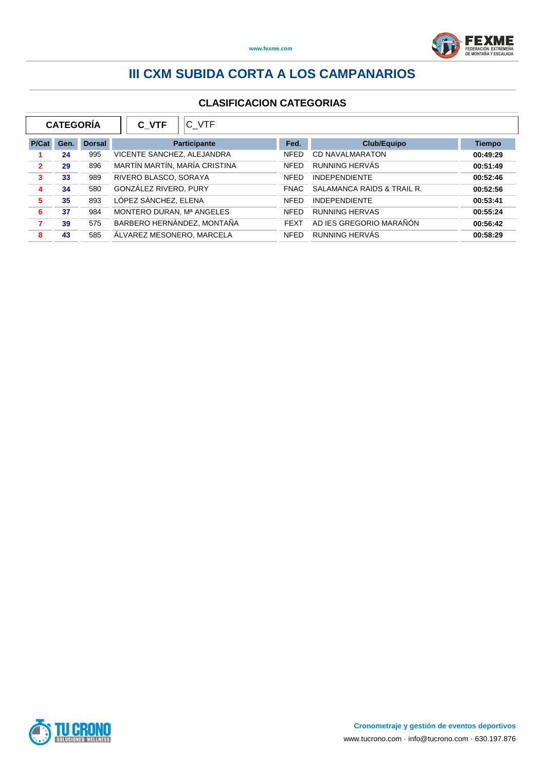# III CXM SUBIDA CORTA A LOS CAMPANARIOS

## CLASIFICACION CATEGORIAS

| CATEGORÍA | C_VTF | C_VTF |
|---|---|---|

| P/Cat | Gen. | Dorsal | Participante | Fed. | Club/Equipo | Tiempo |
|---|---|---|---|---|---|---|
| 1 | 24 | 995 | VICENTE SANCHEZ, ALEJANDRA | NFED | CD NAVALMARATON | 00:49:29 |
| 2 | 29 | 896 | MARTÍN MARTÍN, MARÍA CRISTINA | NFED | RUNNING HERVÁS | 00:51:49 |
| 3 | 33 | 989 | RIVERO BLASCO, SORAYA | NFED | INDEPENDIENTE | 00:52:46 |
| 4 | 34 | 580 | GONZÁLEZ RIVERO, PURY | FNAC | SALAMANCA RAIDS & TRAIL R. | 00:52:56 |
| 5 | 35 | 893 | LÓPEZ SÁNCHEZ, ELENA | NFED | INDEPENDIENTE | 00:53:41 |
| 6 | 37 | 984 | MONTERO DURAN, Mª ANGELES | NFED | RUNNING HERVAS | 00:55:24 |
| 7 | 39 | 575 | BARBERO HERNÁNDEZ, MONTAÑA | FEXT | AD IES GREGORIO MARAÑÓN | 00:56:42 |
| 8 | 43 | 585 | ÁLVAREZ MESONERO, MARCELA | NFED | RUNNING HERVÁS | 00:58:29 |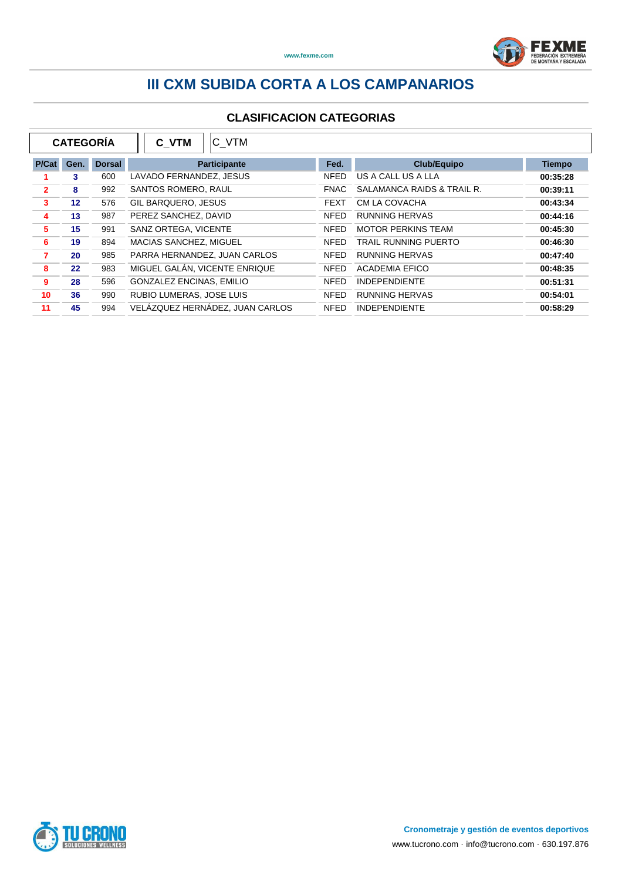# III CXM SUBIDA CORTA A LOS CAMPANARIOS

## CLASIFICACION CATEGORIAS

| CATEGORÍA | C_VTM | C_VTM |
|---|---|---|

| P/Cat | Gen. | Dorsal | Participante | Fed. | Club/Equipo | Tiempo |
|---|---|---|---|---|---|---|
| 1 | 3 | 600 | LAVADO FERNANDEZ, JESUS | NFED | US A CALL US A LLA | 00:35:28 |
| 2 | 8 | 992 | SANTOS ROMERO, RAUL | FNAC | SALAMANCA RAIDS & TRAIL R. | 00:39:11 |
| 3 | 12 | 576 | GIL BARQUERO, JESUS | FEXT | CM LA COVACHA | 00:43:34 |
| 4 | 13 | 987 | PEREZ SANCHEZ, DAVID | NFED | RUNNING HERVAS | 00:44:16 |
| 5 | 15 | 991 | SANZ ORTEGA, VICENTE | NFED | MOTOR PERKINS TEAM | 00:45:30 |
| 6 | 19 | 894 | MACIAS SANCHEZ, MIGUEL | NFED | TRAIL RUNNING PUERTO | 00:46:30 |
| 7 | 20 | 985 | PARRA HERNANDEZ, JUAN CARLOS | NFED | RUNNING HERVAS | 00:47:40 |
| 8 | 22 | 983 | MIGUEL GALÁN, VICENTE ENRIQUE | NFED | ACADEMIA EFICO | 00:48:35 |
| 9 | 28 | 596 | GONZALEZ ENCINAS, EMILIO | NFED | INDEPENDIENTE | 00:51:31 |
| 10 | 36 | 990 | RUBIO LUMERAS, JOSE LUIS | NFED | RUNNING HERVAS | 00:54:01 |
| 11 | 45 | 994 | VELÁZQUEZ HERNÁDEZ, JUAN CARLOS | NFED | INDEPENDIENTE | 00:58:29 |